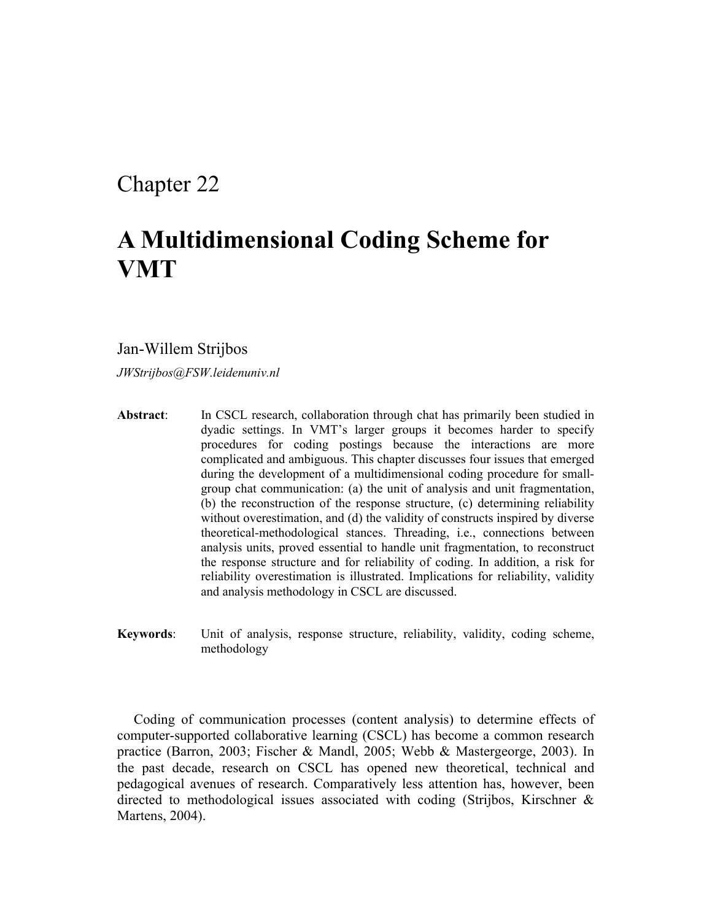Chapter 22

# A Multidimensional Coding Scheme for VMT

Jan-Willem Strijbos

*JWStrijbos@FSW.leidenuniv.nl*

**Abstract**: In CSCL research, collaboration through chat has primarily been studied in dyadic settings. In VMT's larger groups it becomes harder to specify procedures for coding postings because the interactions are more complicated and ambiguous. This chapter discusses four issues that emerged during the development of a multidimensional coding procedure for small-group chat communication: (a) the unit of analysis and unit fragmentation, (b) the reconstruction of the response structure, (c) determining reliability without overestimation, and (d) the validity of constructs inspired by diverse theoretical-methodological stances. Threading, i.e., connections between analysis units, proved essential to handle unit fragmentation, to reconstruct the response structure and for reliability of coding. In addition, a risk for reliability overestimation is illustrated. Implications for reliability, validity and analysis methodology in CSCL are discussed.

**Keywords**: Unit of analysis, response structure, reliability, validity, coding scheme, methodology

Coding of communication processes (content analysis) to determine effects of computer-supported collaborative learning (CSCL) has become a common research practice (Barron, 2003; Fischer & Mandl, 2005; Webb & Mastergeorge, 2003). In the past decade, research on CSCL has opened new theoretical, technical and pedagogical avenues of research. Comparatively less attention has, however, been directed to methodological issues associated with coding (Strijbos, Kirschner & Martens, 2004).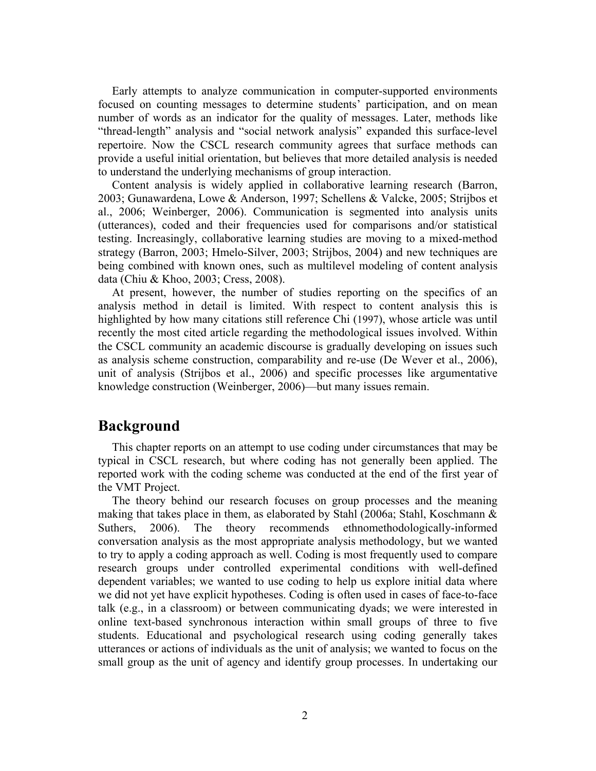Early attempts to analyze communication in computer-supported environments focused on counting messages to determine students' participation, and on mean number of words as an indicator for the quality of messages. Later, methods like "thread-length" analysis and "social network analysis" expanded this surface-level repertoire. Now the CSCL research community agrees that surface methods can provide a useful initial orientation, but believes that more detailed analysis is needed to understand the underlying mechanisms of group interaction.

Content analysis is widely applied in collaborative learning research (Barron, 2003; Gunawardena, Lowe & Anderson, 1997; Schellens & Valcke, 2005; Strijbos et al., 2006; Weinberger, 2006). Communication is segmented into analysis units (utterances), coded and their frequencies used for comparisons and/or statistical testing. Increasingly, collaborative learning studies are moving to a mixed-method strategy (Barron, 2003; Hmelo-Silver, 2003; Strijbos, 2004) and new techniques are being combined with known ones, such as multilevel modeling of content analysis data (Chiu & Khoo, 2003; Cress, 2008).

At present, however, the number of studies reporting on the specifics of an analysis method in detail is limited. With respect to content analysis this is highlighted by how many citations still reference Chi (1997), whose article was until recently the most cited article regarding the methodological issues involved. Within the CSCL community an academic discourse is gradually developing on issues such as analysis scheme construction, comparability and re-use (De Wever et al., 2006), unit of analysis (Strijbos et al., 2006) and specific processes like argumentative knowledge construction (Weinberger, 2006)—but many issues remain.

## Background

This chapter reports on an attempt to use coding under circumstances that may be typical in CSCL research, but where coding has not generally been applied. The reported work with the coding scheme was conducted at the end of the first year of the VMT Project.

The theory behind our research focuses on group processes and the meaning making that takes place in them, as elaborated by Stahl (2006a; Stahl, Koschmann & Suthers, 2006). The theory recommends ethnomethodologically-informed conversation analysis as the most appropriate analysis methodology, but we wanted to try to apply a coding approach as well. Coding is most frequently used to compare research groups under controlled experimental conditions with well-defined dependent variables; we wanted to use coding to help us explore initial data where we did not yet have explicit hypotheses. Coding is often used in cases of face-to-face talk (e.g., in a classroom) or between communicating dyads; we were interested in online text-based synchronous interaction within small groups of three to five students. Educational and psychological research using coding generally takes utterances or actions of individuals as the unit of analysis; we wanted to focus on the small group as the unit of agency and identify group processes. In undertaking our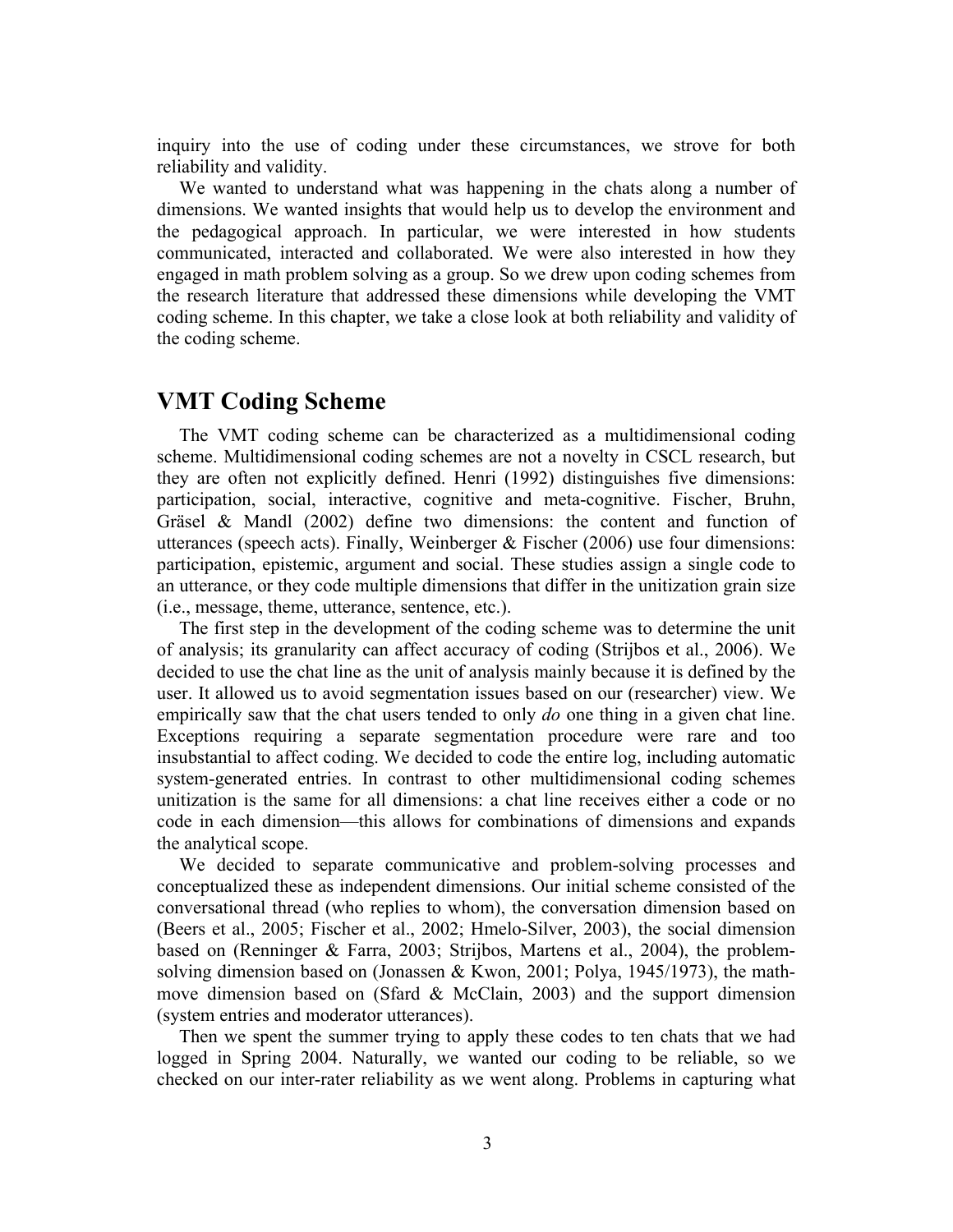inquiry into the use of coding under these circumstances, we strove for both reliability and validity.

We wanted to understand what was happening in the chats along a number of dimensions. We wanted insights that would help us to develop the environment and the pedagogical approach. In particular, we were interested in how students communicated, interacted and collaborated. We were also interested in how they engaged in math problem solving as a group. So we drew upon coding schemes from the research literature that addressed these dimensions while developing the VMT coding scheme. In this chapter, we take a close look at both reliability and validity of the coding scheme.

## VMT Coding Scheme

The VMT coding scheme can be characterized as a multidimensional coding scheme. Multidimensional coding schemes are not a novelty in CSCL research, but they are often not explicitly defined. Henri (1992) distinguishes five dimensions: participation, social, interactive, cognitive and meta-cognitive. Fischer, Bruhn, Gräsel & Mandl (2002) define two dimensions: the content and function of utterances (speech acts). Finally, Weinberger & Fischer (2006) use four dimensions: participation, epistemic, argument and social. These studies assign a single code to an utterance, or they code multiple dimensions that differ in the unitization grain size (i.e., message, theme, utterance, sentence, etc.).

The first step in the development of the coding scheme was to determine the unit of analysis; its granularity can affect accuracy of coding (Strijbos et al., 2006). We decided to use the chat line as the unit of analysis mainly because it is defined by the user. It allowed us to avoid segmentation issues based on our (researcher) view. We empirically saw that the chat users tended to only *do* one thing in a given chat line. Exceptions requiring a separate segmentation procedure were rare and too insubstantial to affect coding. We decided to code the entire log, including automatic system-generated entries. In contrast to other multidimensional coding schemes unitization is the same for all dimensions: a chat line receives either a code or no code in each dimension—this allows for combinations of dimensions and expands the analytical scope.

We decided to separate communicative and problem-solving processes and conceptualized these as independent dimensions. Our initial scheme consisted of the conversational thread (who replies to whom), the conversation dimension based on (Beers et al., 2005; Fischer et al., 2002; Hmelo-Silver, 2003), the social dimension based on (Renninger & Farra, 2003; Strijbos, Martens et al., 2004), the problem-solving dimension based on (Jonassen & Kwon, 2001; Polya, 1945/1973), the math-move dimension based on (Sfard & McClain, 2003) and the support dimension (system entries and moderator utterances).

Then we spent the summer trying to apply these codes to ten chats that we had logged in Spring 2004. Naturally, we wanted our coding to be reliable, so we checked on our inter-rater reliability as we went along. Problems in capturing what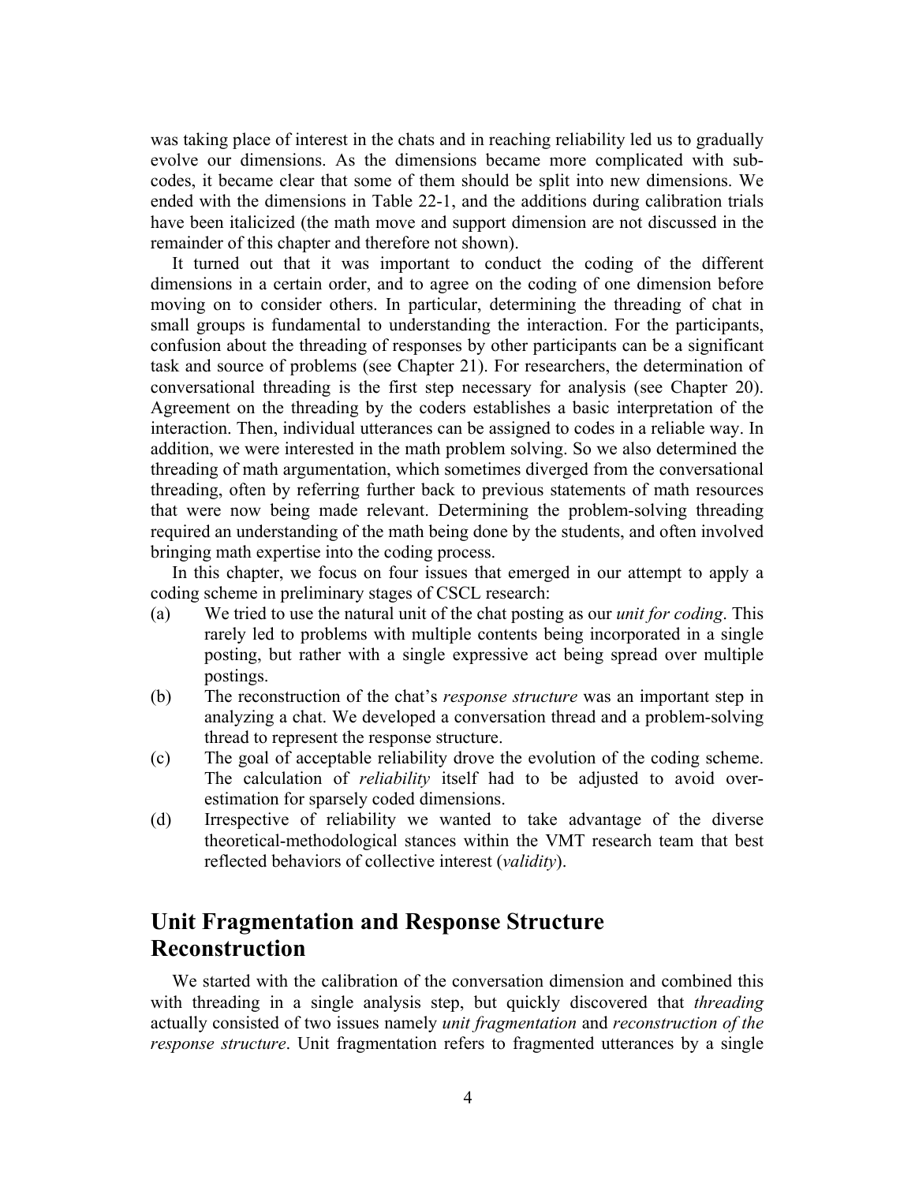was taking place of interest in the chats and in reaching reliability led us to gradually evolve our dimensions. As the dimensions became more complicated with sub-codes, it became clear that some of them should be split into new dimensions. We ended with the dimensions in Table 22-1, and the additions during calibration trials have been italicized (the math move and support dimension are not discussed in the remainder of this chapter and therefore not shown).

It turned out that it was important to conduct the coding of the different dimensions in a certain order, and to agree on the coding of one dimension before moving on to consider others. In particular, determining the threading of chat in small groups is fundamental to understanding the interaction. For the participants, confusion about the threading of responses by other participants can be a significant task and source of problems (see Chapter 21). For researchers, the determination of conversational threading is the first step necessary for analysis (see Chapter 20). Agreement on the threading by the coders establishes a basic interpretation of the interaction. Then, individual utterances can be assigned to codes in a reliable way. In addition, we were interested in the math problem solving. So we also determined the threading of math argumentation, which sometimes diverged from the conversational threading, often by referring further back to previous statements of math resources that were now being made relevant. Determining the problem-solving threading required an understanding of the math being done by the students, and often involved bringing math expertise into the coding process.

In this chapter, we focus on four issues that emerged in our attempt to apply a coding scheme in preliminary stages of CSCL research:

(a) We tried to use the natural unit of the chat posting as our *unit for coding*. This rarely led to problems with multiple contents being incorporated in a single posting, but rather with a single expressive act being spread over multiple postings.

(b) The reconstruction of the chat's *response structure* was an important step in analyzing a chat. We developed a conversation thread and a problem-solving thread to represent the response structure.

(c) The goal of acceptable reliability drove the evolution of the coding scheme. The calculation of *reliability* itself had to be adjusted to avoid over-estimation for sparsely coded dimensions.

(d) Irrespective of reliability we wanted to take advantage of the diverse theoretical-methodological stances within the VMT research team that best reflected behaviors of collective interest (*validity*).

## Unit Fragmentation and Response Structure Reconstruction

We started with the calibration of the conversation dimension and combined this with threading in a single analysis step, but quickly discovered that *threading* actually consisted of two issues namely *unit fragmentation* and *reconstruction of the response structure*. Unit fragmentation refers to fragmented utterances by a single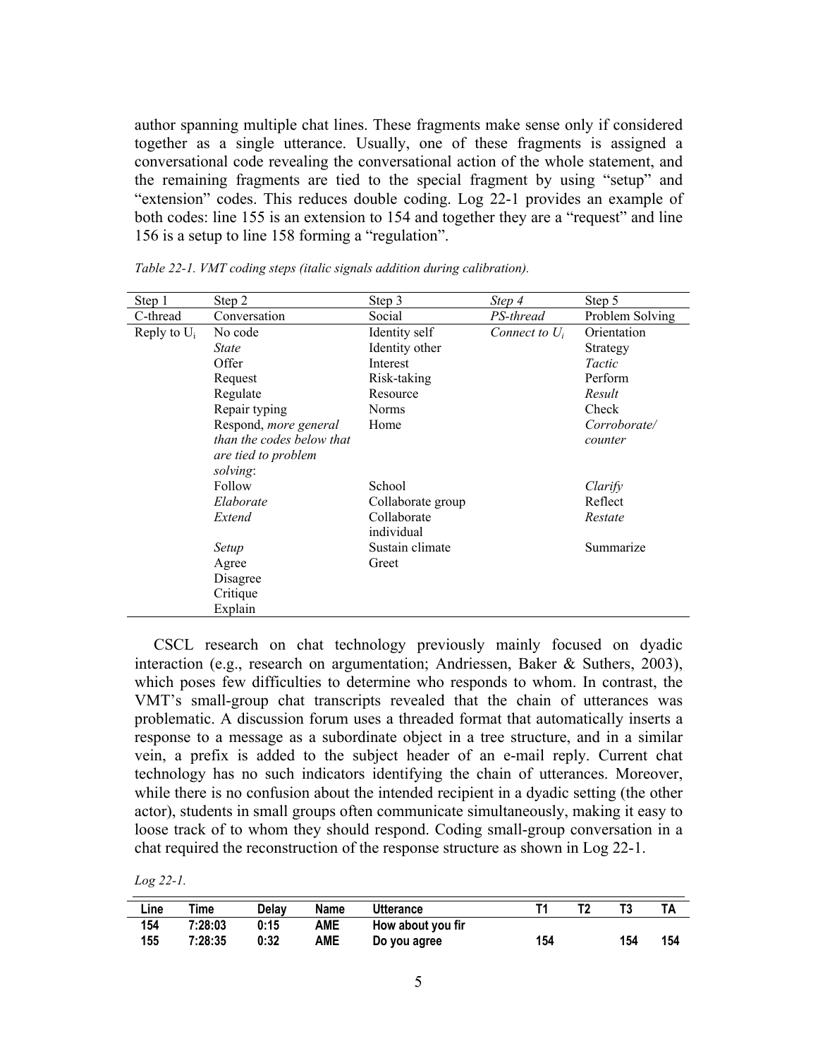author spanning multiple chat lines. These fragments make sense only if considered together as a single utterance. Usually, one of these fragments is assigned a conversational code revealing the conversational action of the whole statement, and the remaining fragments are tied to the special fragment by using "setup" and "extension" codes. This reduces double coding. Log 22-1 provides an example of both codes: line 155 is an extension to 154 and together they are a "request" and line 156 is a setup to line 158 forming a "regulation".

*Table 22-1. VMT coding steps (italic signals addition during calibration).*

| Step 1 | Step 2 | Step 3 | *Step 4* | Step 5 |
|---|---|---|---|---|
| C-thread | Conversation | Social | *PS-thread* | Problem Solving |
| Reply to $U_i$ | No code | Identity self | *Connect to $U_i$* | Orientation |
| | *State* | Identity other | | Strategy |
| | Offer | Interest | | *Tactic* |
| | Request | Risk-taking | | Perform |
| | Regulate | Resource | | *Result* |
| | Repair typing | Norms | | Check |
| | Respond, *more general than the codes below that are tied to problem solving*: | Home | | *Corroborate/ counter* |
| | Follow | School | | *Clarify* |
| | *Elaborate* | Collaborate group | | Reflect |
| | *Extend* | Collaborate individual | | *Restate* |
| | *Setup* | Sustain climate | | Summarize |
| | Agree | Greet | | |
| | Disagree | | | |
| | Critique | | | |
| | Explain | | | |

CSCL research on chat technology previously mainly focused on dyadic interaction (e.g., research on argumentation; Andriessen, Baker & Suthers, 2003), which poses few difficulties to determine who responds to whom. In contrast, the VMT's small-group chat transcripts revealed that the chain of utterances was problematic. A discussion forum uses a threaded format that automatically inserts a response to a message as a subordinate object in a tree structure, and in a similar vein, a prefix is added to the subject header of an e-mail reply. Current chat technology has no such indicators identifying the chain of utterances. Moreover, while there is no confusion about the intended recipient in a dyadic setting (the other actor), students in small groups often communicate simultaneously, making it easy to loose track of to whom they should respond. Coding small-group conversation in a chat required the reconstruction of the response structure as shown in Log 22-1.

*Log 22-1.*

| Line | Time | Delay | Name | Utterance | T1 | T2 | T3 | TA |
|---|---|---|---|---|---|---|---|---|
| 154 | 7:28:03 | 0:15 | AME | How about you fir | | | | |
| 155 | 7:28:35 | 0:32 | AME | Do you agree | 154 | | 154 | 154 |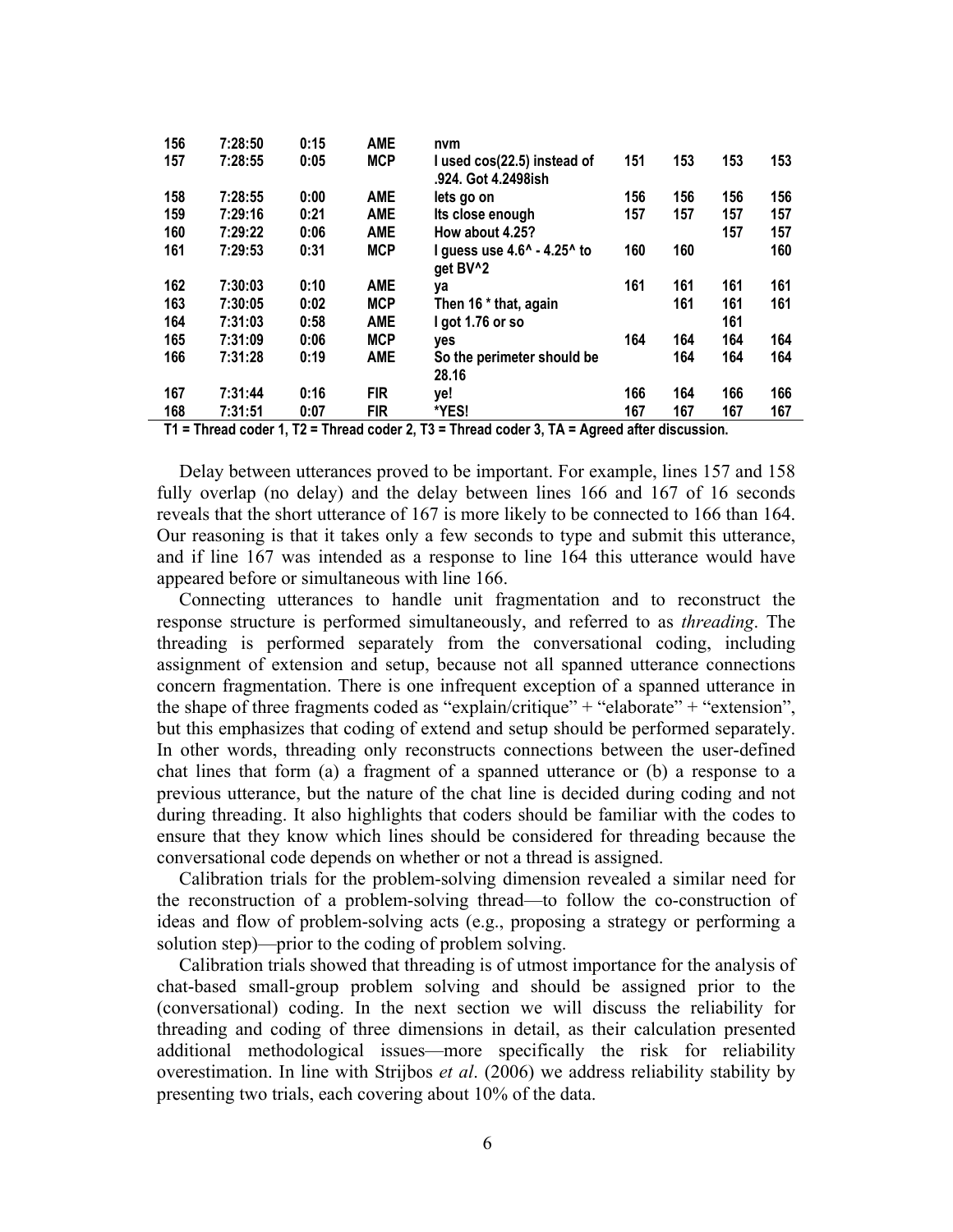| | | | | | | | | |
|---|---|---|---|---|---|---|---|---|
| 156 | 7:28:50 | 0:15 | AME | nvm | | | | |
| 157 | 7:28:55 | 0:05 | MCP | I used cos(22.5) instead of .924. Got 4.2498ish | 151 | 153 | 153 | 153 |
| 158 | 7:28:55 | 0:00 | AME | lets go on | 156 | 156 | 156 | 156 |
| 159 | 7:29:16 | 0:21 | AME | Its close enough | 157 | 157 | 157 | 157 |
| 160 | 7:29:22 | 0:06 | AME | How about 4.25? | | | 157 | 157 |
| 161 | 7:29:53 | 0:31 | MCP | I guess use 4.6^ - 4.25^ to get BV^2 | 160 | 160 | | 160 |
| 162 | 7:30:03 | 0:10 | AME | ya | 161 | 161 | 161 | 161 |
| 163 | 7:30:05 | 0:02 | MCP | Then 16 * that, again | | 161 | 161 | 161 |
| 164 | 7:31:03 | 0:58 | AME | I got 1.76 or so | | | 161 | |
| 165 | 7:31:09 | 0:06 | MCP | yes | 164 | 164 | 164 | 164 |
| 166 | 7:31:28 | 0:19 | AME | So the perimeter should be 28.16 | | 164 | 164 | 164 |
| 167 | 7:31:44 | 0:16 | FIR | ye! | 166 | 164 | 166 | 166 |
| 168 | 7:31:51 | 0:07 | FIR | *YES! | 167 | 167 | 167 | 167 |

**T1 = Thread coder 1, T2 = Thread coder 2, T3 = Thread coder 3, TA = Agreed after discussion.**

Delay between utterances proved to be important. For example, lines 157 and 158 fully overlap (no delay) and the delay between lines 166 and 167 of 16 seconds reveals that the short utterance of 167 is more likely to be connected to 166 than 164. Our reasoning is that it takes only a few seconds to type and submit this utterance, and if line 167 was intended as a response to line 164 this utterance would have appeared before or simultaneous with line 166.

Connecting utterances to handle unit fragmentation and to reconstruct the response structure is performed simultaneously, and referred to as *threading*. The threading is performed separately from the conversational coding, including assignment of extension and setup, because not all spanned utterance connections concern fragmentation. There is one infrequent exception of a spanned utterance in the shape of three fragments coded as "explain/critique" + "elaborate" + "extension", but this emphasizes that coding of extend and setup should be performed separately. In other words, threading only reconstructs connections between the user-defined chat lines that form (a) a fragment of a spanned utterance or (b) a response to a previous utterance, but the nature of the chat line is decided during coding and not during threading. It also highlights that coders should be familiar with the codes to ensure that they know which lines should be considered for threading because the conversational code depends on whether or not a thread is assigned.

Calibration trials for the problem-solving dimension revealed a similar need for the reconstruction of a problem-solving thread—to follow the co-construction of ideas and flow of problem-solving acts (e.g., proposing a strategy or performing a solution step)—prior to the coding of problem solving.

Calibration trials showed that threading is of utmost importance for the analysis of chat-based small-group problem solving and should be assigned prior to the (conversational) coding. In the next section we will discuss the reliability for threading and coding of three dimensions in detail, as their calculation presented additional methodological issues—more specifically the risk for reliability overestimation. In line with Strijbos *et al*. (2006) we address reliability stability by presenting two trials, each covering about 10% of the data.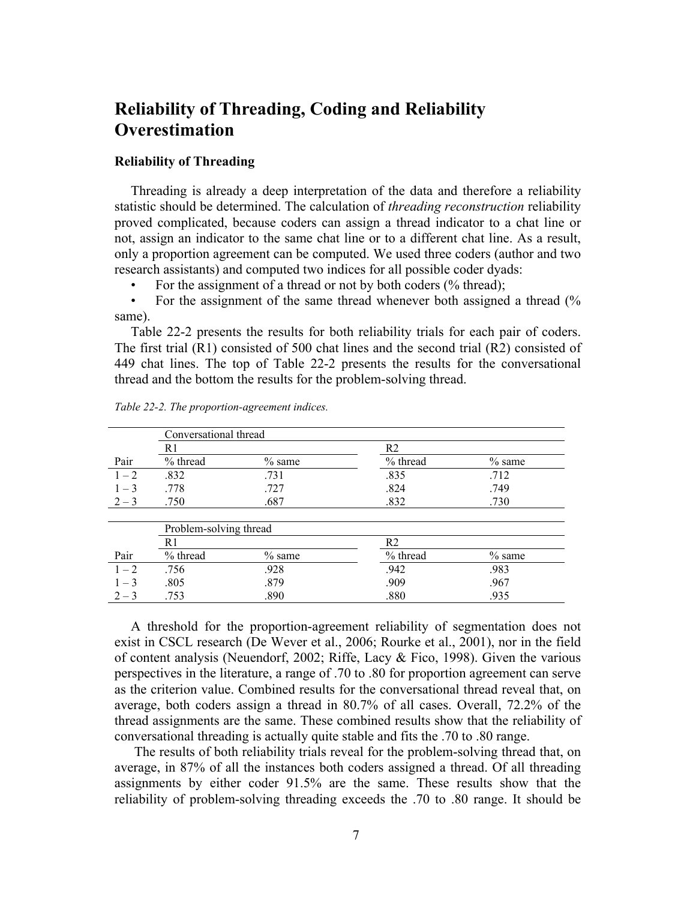## Reliability of Threading, Coding and Reliability Overestimation

### Reliability of Threading

Threading is already a deep interpretation of the data and therefore a reliability statistic should be determined. The calculation of *threading reconstruction* reliability proved complicated, because coders can assign a thread indicator to a chat line or not, assign an indicator to the same chat line or to a different chat line. As a result, only a proportion agreement can be computed. We used three coders (author and two research assistants) and computed two indices for all possible coder dyads:

- For the assignment of a thread or not by both coders (% thread);
- For the assignment of the same thread whenever both assigned a thread (% same).

Table 22-2 presents the results for both reliability trials for each pair of coders. The first trial (R1) consisted of 500 chat lines and the second trial (R2) consisted of 449 chat lines. The top of Table 22-2 presents the results for the conversational thread and the bottom the results for the problem-solving thread.

*Table 22-2. The proportion-agreement indices.*

| | Conversational thread | | | |
|---|---|---|---|---|
| | R1 | | R2 | |
| Pair | % thread | % same | % thread | % same |
| 1 – 2 | .832 | .731 | .835 | .712 |
| 1 – 3 | .778 | .727 | .824 | .749 |
| 2 – 3 | .750 | .687 | .832 | .730 |

| | Problem-solving thread | | | |
|---|---|---|---|---|
| | R1 | | R2 | |
| Pair | % thread | % same | % thread | % same |
| 1 – 2 | .756 | .928 | .942 | .983 |
| 1 – 3 | .805 | .879 | .909 | .967 |
| 2 – 3 | .753 | .890 | .880 | .935 |

A threshold for the proportion-agreement reliability of segmentation does not exist in CSCL research (De Wever et al., 2006; Rourke et al., 2001), nor in the field of content analysis (Neuendorf, 2002; Riffe, Lacy & Fico, 1998). Given the various perspectives in the literature, a range of .70 to .80 for proportion agreement can serve as the criterion value. Combined results for the conversational thread reveal that, on average, both coders assign a thread in 80.7% of all cases. Overall, 72.2% of the thread assignments are the same. These combined results show that the reliability of conversational threading is actually quite stable and fits the .70 to .80 range.

The results of both reliability trials reveal for the problem-solving thread that, on average, in 87% of all the instances both coders assigned a thread. Of all threading assignments by either coder 91.5% are the same. These results show that the reliability of problem-solving threading exceeds the .70 to .80 range. It should be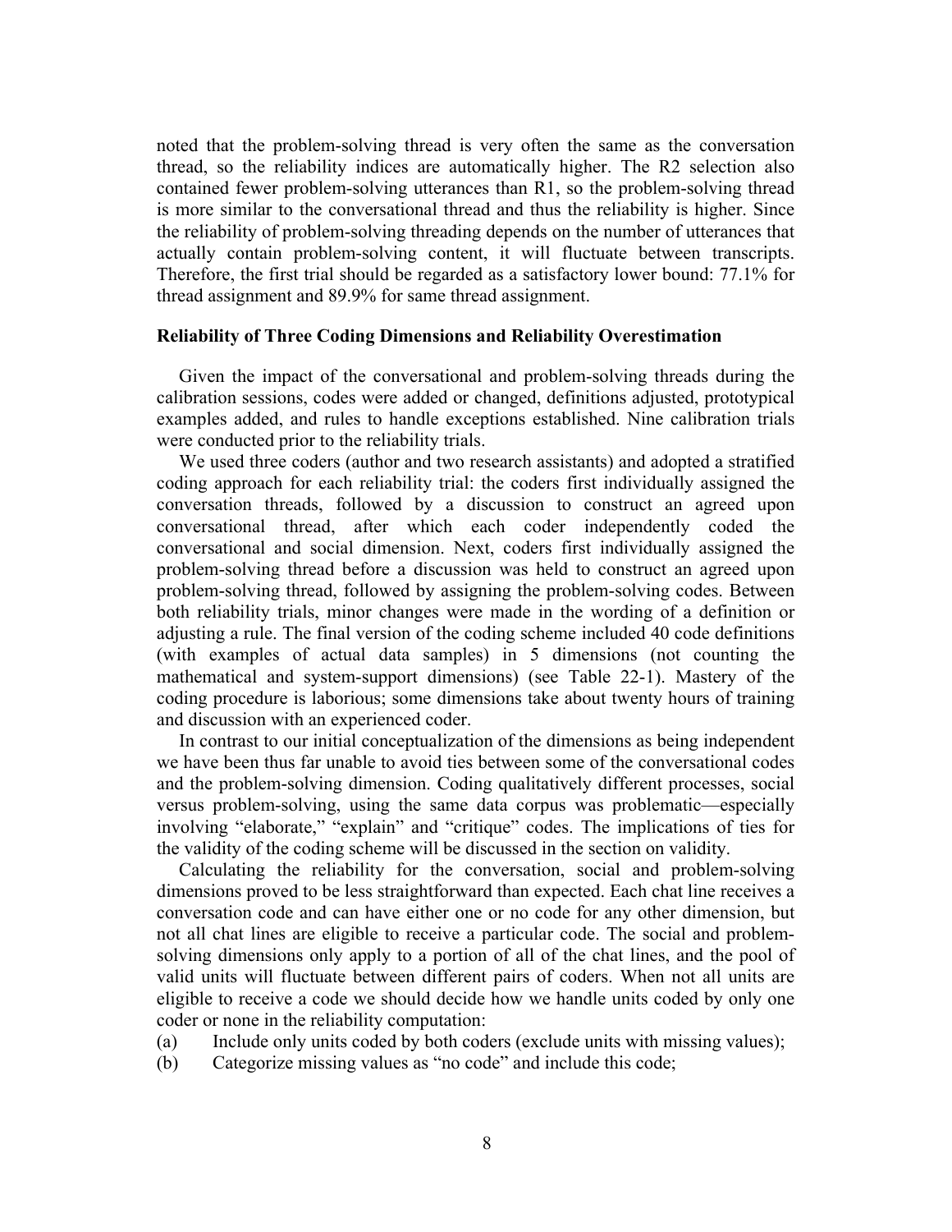noted that the problem-solving thread is very often the same as the conversation thread, so the reliability indices are automatically higher. The R2 selection also contained fewer problem-solving utterances than R1, so the problem-solving thread is more similar to the conversational thread and thus the reliability is higher. Since the reliability of problem-solving threading depends on the number of utterances that actually contain problem-solving content, it will fluctuate between transcripts. Therefore, the first trial should be regarded as a satisfactory lower bound: 77.1% for thread assignment and 89.9% for same thread assignment.

**Reliability of Three Coding Dimensions and Reliability Overestimation**

Given the impact of the conversational and problem-solving threads during the calibration sessions, codes were added or changed, definitions adjusted, prototypical examples added, and rules to handle exceptions established. Nine calibration trials were conducted prior to the reliability trials.

We used three coders (author and two research assistants) and adopted a stratified coding approach for each reliability trial: the coders first individually assigned the conversation threads, followed by a discussion to construct an agreed upon conversational thread, after which each coder independently coded the conversational and social dimension. Next, coders first individually assigned the problem-solving thread before a discussion was held to construct an agreed upon problem-solving thread, followed by assigning the problem-solving codes. Between both reliability trials, minor changes were made in the wording of a definition or adjusting a rule. The final version of the coding scheme included 40 code definitions (with examples of actual data samples) in 5 dimensions (not counting the mathematical and system-support dimensions) (see Table 22-1). Mastery of the coding procedure is laborious; some dimensions take about twenty hours of training and discussion with an experienced coder.

In contrast to our initial conceptualization of the dimensions as being independent we have been thus far unable to avoid ties between some of the conversational codes and the problem-solving dimension. Coding qualitatively different processes, social versus problem-solving, using the same data corpus was problematic—especially involving "elaborate," "explain" and "critique" codes. The implications of ties for the validity of the coding scheme will be discussed in the section on validity.

Calculating the reliability for the conversation, social and problem-solving dimensions proved to be less straightforward than expected. Each chat line receives a conversation code and can have either one or no code for any other dimension, but not all chat lines are eligible to receive a particular code. The social and problem-solving dimensions only apply to a portion of all of the chat lines, and the pool of valid units will fluctuate between different pairs of coders. When not all units are eligible to receive a code we should decide how we handle units coded by only one coder or none in the reliability computation:

(a) Include only units coded by both coders (exclude units with missing values);

(b) Categorize missing values as "no code" and include this code;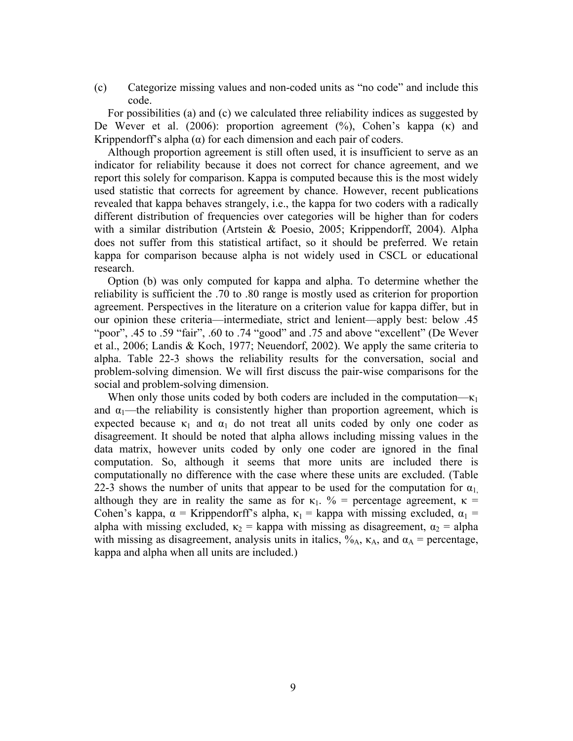(c) Categorize missing values and non-coded units as "no code" and include this code.

For possibilities (a) and (c) we calculated three reliability indices as suggested by De Wever et al. (2006): proportion agreement (%), Cohen's kappa ($\kappa$) and Krippendorff's alpha ($\alpha$) for each dimension and each pair of coders.

Although proportion agreement is still often used, it is insufficient to serve as an indicator for reliability because it does not correct for chance agreement, and we report this solely for comparison. Kappa is computed because this is the most widely used statistic that corrects for agreement by chance. However, recent publications revealed that kappa behaves strangely, i.e., the kappa for two coders with a radically different distribution of frequencies over categories will be higher than for coders with a similar distribution (Artstein & Poesio, 2005; Krippendorff, 2004). Alpha does not suffer from this statistical artifact, so it should be preferred. We retain kappa for comparison because alpha is not widely used in CSCL or educational research.

Option (b) was only computed for kappa and alpha. To determine whether the reliability is sufficient the .70 to .80 range is mostly used as criterion for proportion agreement. Perspectives in the literature on a criterion value for kappa differ, but in our opinion these criteria—intermediate, strict and lenient—apply best: below .45 "poor", .45 to .59 "fair", .60 to .74 "good" and .75 and above "excellent" (De Wever et al., 2006; Landis & Koch, 1977; Neuendorf, 2002). We apply the same criteria to alpha. Table 22-3 shows the reliability results for the conversation, social and problem-solving dimension. We will first discuss the pair-wise comparisons for the social and problem-solving dimension.

When only those units coded by both coders are included in the computation—$\kappa_1$ and $\alpha_1$—the reliability is consistently higher than proportion agreement, which is expected because $\kappa_1$ and $\alpha_1$ do not treat all units coded by only one coder as disagreement. It should be noted that alpha allows including missing values in the data matrix, however units coded by only one coder are ignored in the final computation. So, although it seems that more units are included there is computationally no difference with the case where these units are excluded. (Table 22-3 shows the number of units that appear to be used for the computation for $\alpha_1$, although they are in reality the same as for $\kappa_1$. % = percentage agreement, $\kappa$ = Cohen's kappa, $\alpha$ = Krippendorff's alpha, $\kappa_1$ = kappa with missing excluded, $\alpha_1$ = alpha with missing excluded, $\kappa_2$ = kappa with missing as disagreement, $\alpha_2$ = alpha with missing as disagreement, analysis units in italics, $\%_A$, $\kappa_A$, and $\alpha_A$ = percentage, kappa and alpha when all units are included.)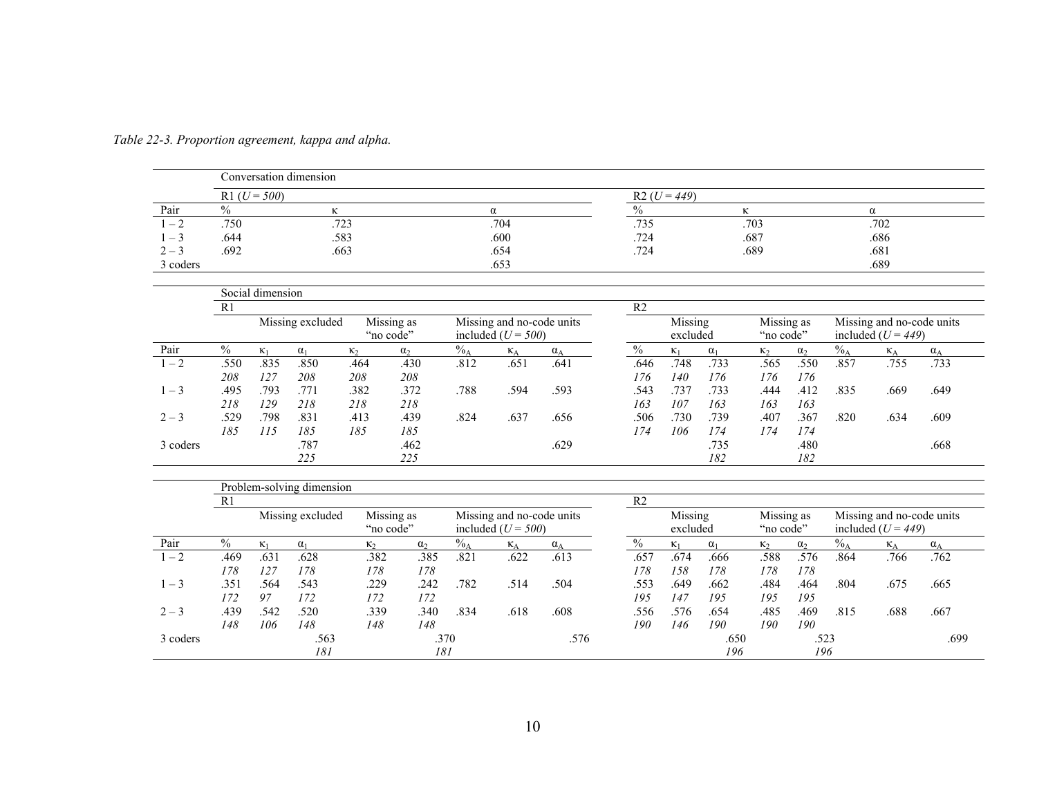*Table 22-3. Proportion agreement, kappa and alpha.*

| | Conversation dimension | | | | | |
|---|---|---|---|---|---|---|
| | R1 ($U = 500$) | | | R2 ($U = 449$) | | |
| Pair | % | κ | α | % | κ | α |
| 1 – 2 | .750 | .723 | .704 | .735 | .703 | .702 |
| 1 – 3 | .644 | .583 | .600 | .724 | .687 | .686 |
| 2 – 3 | .692 | .663 | .654 | .724 | .689 | .681 |
| 3 coders | | | .653 | | | .689 |

| | Social dimension | | | | | | | | | | | | | | | |
|---|---|---|---|---|---|---|---|---|---|---|---|---|---|---|---|---|
| | R1 | | | | | | | | R2 | | | | | | | |
| | | Missing excluded | | Missing as "no code" | | Missing and no-code units included ($U = 500$) | | | | Missing excluded | | Missing as "no code" | | Missing and no-code units included ($U = 449$) | | |
| Pair | % | $\kappa_1$ | $\alpha_1$ | $\kappa_2$ | $\alpha_2$ | $\%_A$ | $\kappa_A$ | $\alpha_A$ | % | $\kappa_1$ | $\alpha_1$ | $\kappa_2$ | $\alpha_2$ | $\%_A$ | $\kappa_A$ | $\alpha_A$ |
| 1 – 2 | .550 | .835 | .850 | .464 | .430 | .812 | .651 | .641 | .646 | .748 | .733 | .565 | .550 | .857 | .755 | .733 |
| | *208* | *127* | *208* | *208* | *208* | | | | *176* | *140* | *176* | *176* | *176* | | | |
| 1 – 3 | .495 | .793 | .771 | .382 | .372 | .788 | .594 | .593 | .543 | .737 | .733 | .444 | .412 | .835 | .669 | .649 |
| | *218* | *129* | *218* | *218* | *218* | | | | *163* | *107* | *163* | *163* | *163* | | | |
| 2 – 3 | .529 | .798 | .831 | .413 | .439 | .824 | .637 | .656 | .506 | .730 | .739 | .407 | .367 | .820 | .634 | .609 |
| | *185* | *115* | *185* | *185* | *185* | | | | *174* | *106* | *174* | *174* | *174* | | | |
| 3 coders | | | .787 | | .462 | | | .629 | | | .735 | | .480 | | | .668 |
| | | | *225* | | *225* | | | | | | *182* | | *182* | | | |

| | Problem-solving dimension | | | | | | | | | | | | | | | |
|---|---|---|---|---|---|---|---|---|---|---|---|---|---|---|---|---|
| | R1 | | | | | | | | R2 | | | | | | | |
| | | Missing excluded | | Missing as "no code" | | Missing and no-code units included ($U = 500$) | | | | Missing excluded | | Missing as "no code" | | Missing and no-code units included ($U = 449$) | | |
| Pair | % | $\kappa_1$ | $\alpha_1$ | $\kappa_2$ | $\alpha_2$ | $\%_A$ | $\kappa_A$ | $\alpha_A$ | % | $\kappa_1$ | $\alpha_1$ | $\kappa_2$ | $\alpha_2$ | $\%_A$ | $\kappa_A$ | $\alpha_A$ |
| 1 – 2 | .469 | .631 | .628 | .382 | .385 | .821 | .622 | .613 | .657 | .674 | .666 | .588 | .576 | .864 | .766 | .762 |
| | *178* | *127* | *178* | *178* | *178* | | | | *178* | *158* | *178* | *178* | *178* | | | |
| 1 – 3 | .351 | .564 | .543 | .229 | .242 | .782 | .514 | .504 | .553 | .649 | .662 | .484 | .464 | .804 | .675 | .665 |
| | *172* | *97* | *172* | *172* | *172* | | | | *195* | *147* | *195* | *195* | *195* | | | |
| 2 – 3 | .439 | .542 | .520 | .339 | .340 | .834 | .618 | .608 | .556 | .576 | .654 | .485 | .469 | .815 | .688 | .667 |
| | *148* | *106* | *148* | *148* | *148* | | | | *190* | *146* | *190* | *190* | *190* | | | |
| 3 coders | | | .563 | | .370 | | | .576 | | | .650 | | .523 | | | .699 |
| | | | *181* | | *181* | | | | | | *196* | | *196* | | | |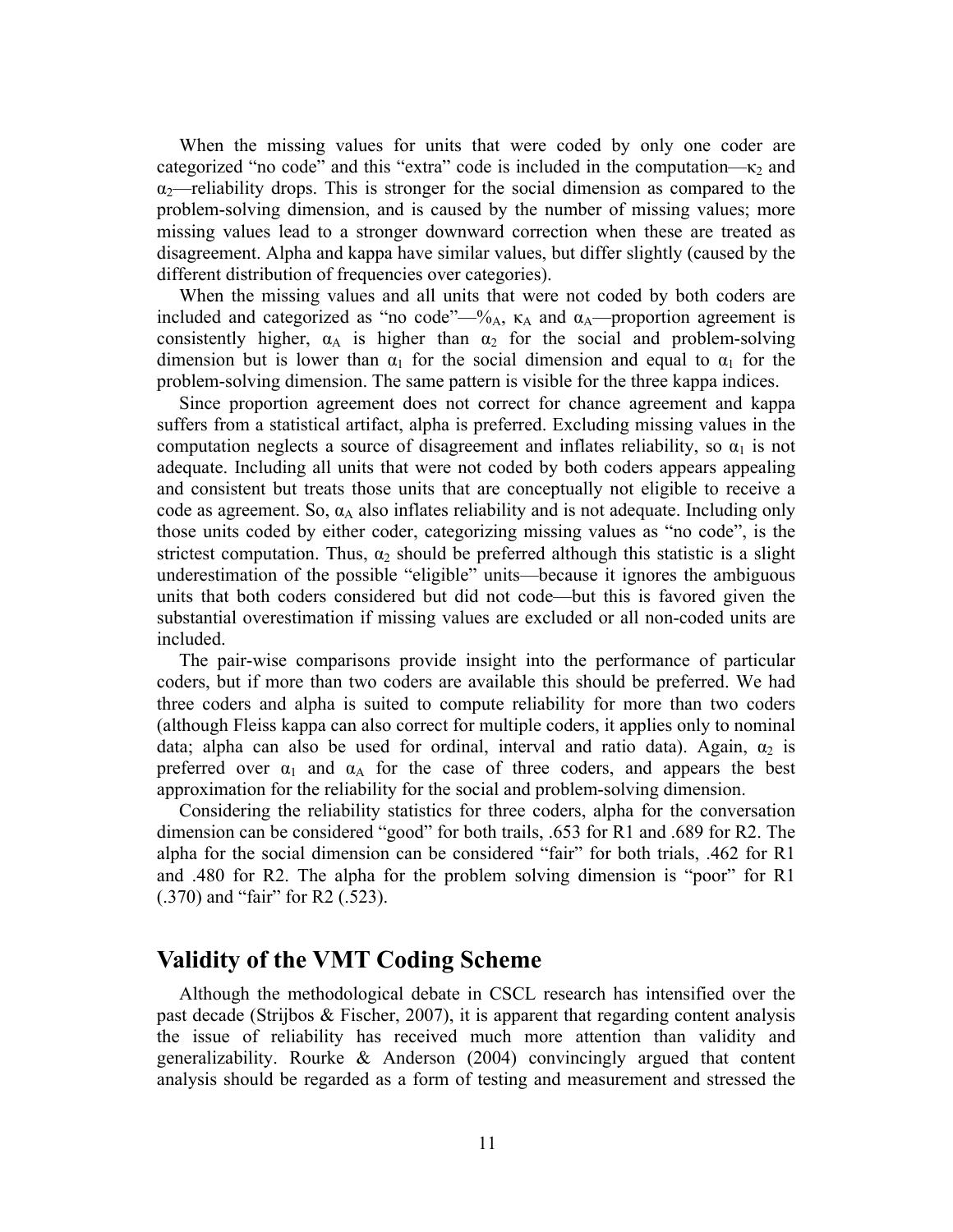When the missing values for units that were coded by only one coder are categorized "no code" and this "extra" code is included in the computation—$\kappa_2$ and $\alpha_2$—reliability drops. This is stronger for the social dimension as compared to the problem-solving dimension, and is caused by the number of missing values; more missing values lead to a stronger downward correction when these are treated as disagreement. Alpha and kappa have similar values, but differ slightly (caused by the different distribution of frequencies over categories).

When the missing values and all units that were not coded by both coders are included and categorized as "no code"—$\%_A$, $\kappa_A$ and $\alpha_A$—proportion agreement is consistently higher, $\alpha_A$ is higher than $\alpha_2$ for the social and problem-solving dimension but is lower than $\alpha_1$ for the social dimension and equal to $\alpha_1$ for the problem-solving dimension. The same pattern is visible for the three kappa indices.

Since proportion agreement does not correct for chance agreement and kappa suffers from a statistical artifact, alpha is preferred. Excluding missing values in the computation neglects a source of disagreement and inflates reliability, so $\alpha_1$ is not adequate. Including all units that were not coded by both coders appears appealing and consistent but treats those units that are conceptually not eligible to receive a code as agreement. So, $\alpha_A$ also inflates reliability and is not adequate. Including only those units coded by either coder, categorizing missing values as "no code", is the strictest computation. Thus, $\alpha_2$ should be preferred although this statistic is a slight underestimation of the possible "eligible" units—because it ignores the ambiguous units that both coders considered but did not code—but this is favored given the substantial overestimation if missing values are excluded or all non-coded units are included.

The pair-wise comparisons provide insight into the performance of particular coders, but if more than two coders are available this should be preferred. We had three coders and alpha is suited to compute reliability for more than two coders (although Fleiss kappa can also correct for multiple coders, it applies only to nominal data; alpha can also be used for ordinal, interval and ratio data). Again, $\alpha_2$ is preferred over $\alpha_1$ and $\alpha_A$ for the case of three coders, and appears the best approximation for the reliability for the social and problem-solving dimension.

Considering the reliability statistics for three coders, alpha for the conversation dimension can be considered "good" for both trails, .653 for R1 and .689 for R2. The alpha for the social dimension can be considered "fair" for both trials, .462 for R1 and .480 for R2. The alpha for the problem solving dimension is "poor" for R1 (.370) and "fair" for R2 (.523).

## Validity of the VMT Coding Scheme

Although the methodological debate in CSCL research has intensified over the past decade (Strijbos & Fischer, 2007), it is apparent that regarding content analysis the issue of reliability has received much more attention than validity and generalizability. Rourke & Anderson (2004) convincingly argued that content analysis should be regarded as a form of testing and measurement and stressed the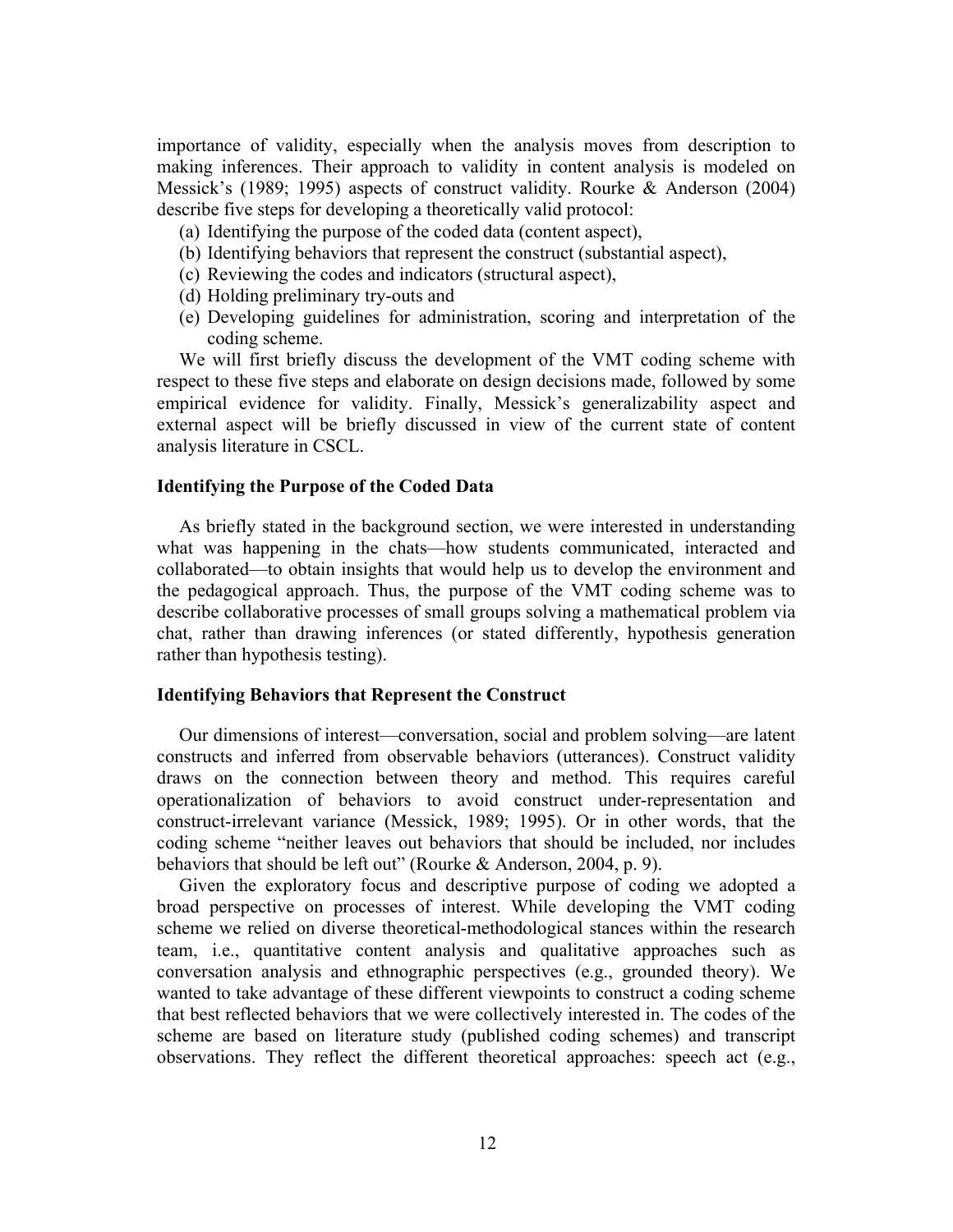importance of validity, especially when the analysis moves from description to making inferences. Their approach to validity in content analysis is modeled on Messick's (1989; 1995) aspects of construct validity. Rourke & Anderson (2004) describe five steps for developing a theoretically valid protocol:

(a) Identifying the purpose of the coded data (content aspect),
(b) Identifying behaviors that represent the construct (substantial aspect),
(c) Reviewing the codes and indicators (structural aspect),
(d) Holding preliminary try-outs and
(e) Developing guidelines for administration, scoring and interpretation of the coding scheme.

We will first briefly discuss the development of the VMT coding scheme with respect to these five steps and elaborate on design decisions made, followed by some empirical evidence for validity. Finally, Messick's generalizability aspect and external aspect will be briefly discussed in view of the current state of content analysis literature in CSCL.

### Identifying the Purpose of the Coded Data

As briefly stated in the background section, we were interested in understanding what was happening in the chats—how students communicated, interacted and collaborated—to obtain insights that would help us to develop the environment and the pedagogical approach. Thus, the purpose of the VMT coding scheme was to describe collaborative processes of small groups solving a mathematical problem via chat, rather than drawing inferences (or stated differently, hypothesis generation rather than hypothesis testing).

### Identifying Behaviors that Represent the Construct

Our dimensions of interest—conversation, social and problem solving—are latent constructs and inferred from observable behaviors (utterances). Construct validity draws on the connection between theory and method. This requires careful operationalization of behaviors to avoid construct under-representation and construct-irrelevant variance (Messick, 1989; 1995). Or in other words, that the coding scheme "neither leaves out behaviors that should be included, nor includes behaviors that should be left out" (Rourke & Anderson, 2004, p. 9).

Given the exploratory focus and descriptive purpose of coding we adopted a broad perspective on processes of interest. While developing the VMT coding scheme we relied on diverse theoretical-methodological stances within the research team, i.e., quantitative content analysis and qualitative approaches such as conversation analysis and ethnographic perspectives (e.g., grounded theory). We wanted to take advantage of these different viewpoints to construct a coding scheme that best reflected behaviors that we were collectively interested in. The codes of the scheme are based on literature study (published coding schemes) and transcript observations. They reflect the different theoretical approaches: speech act (e.g.,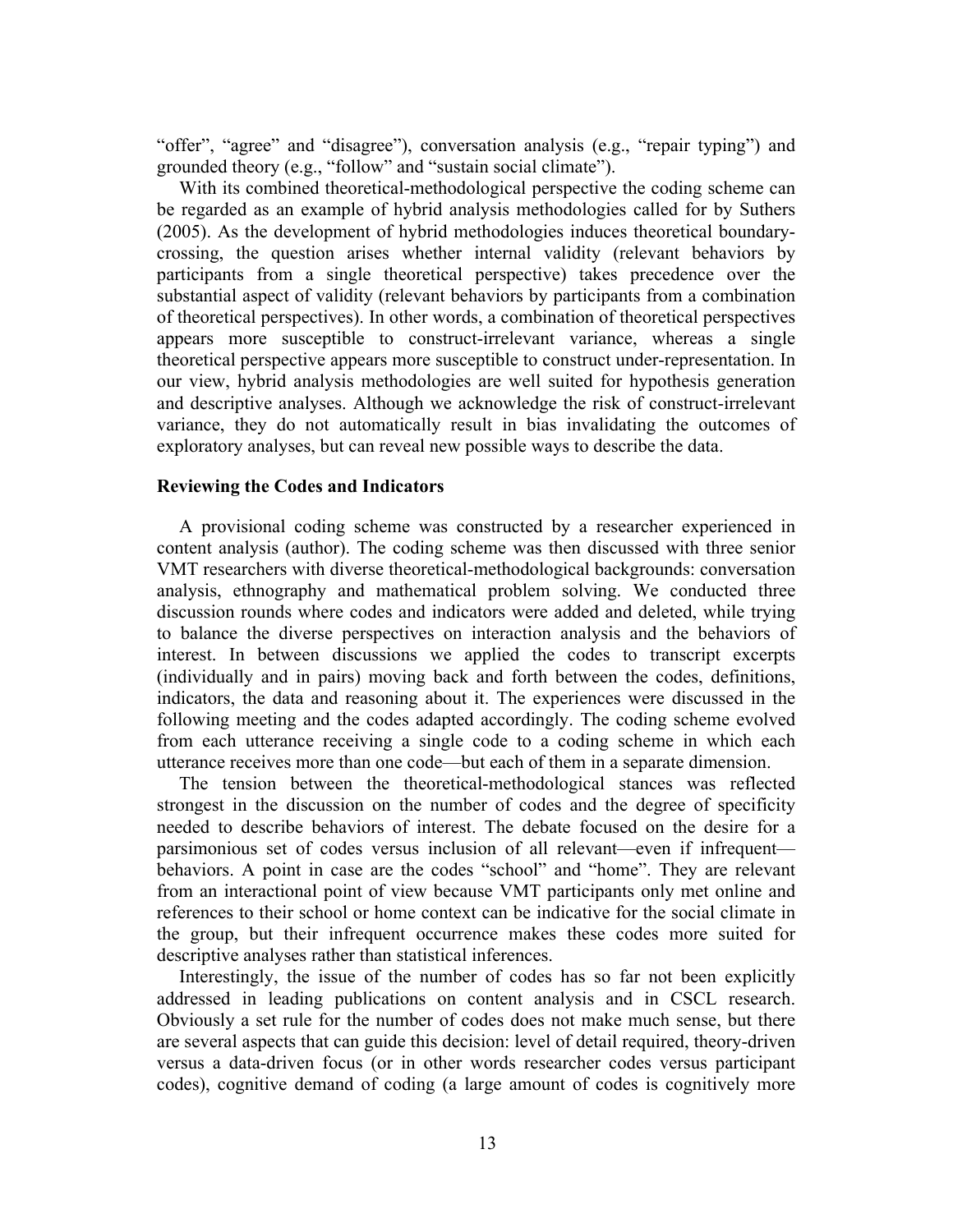"offer", "agree" and "disagree"), conversation analysis (e.g., "repair typing") and grounded theory (e.g., "follow" and "sustain social climate").

With its combined theoretical-methodological perspective the coding scheme can be regarded as an example of hybrid analysis methodologies called for by Suthers (2005). As the development of hybrid methodologies induces theoretical boundary-crossing, the question arises whether internal validity (relevant behaviors by participants from a single theoretical perspective) takes precedence over the substantial aspect of validity (relevant behaviors by participants from a combination of theoretical perspectives). In other words, a combination of theoretical perspectives appears more susceptible to construct-irrelevant variance, whereas a single theoretical perspective appears more susceptible to construct under-representation. In our view, hybrid analysis methodologies are well suited for hypothesis generation and descriptive analyses. Although we acknowledge the risk of construct-irrelevant variance, they do not automatically result in bias invalidating the outcomes of exploratory analyses, but can reveal new possible ways to describe the data.

### Reviewing the Codes and Indicators

A provisional coding scheme was constructed by a researcher experienced in content analysis (author). The coding scheme was then discussed with three senior VMT researchers with diverse theoretical-methodological backgrounds: conversation analysis, ethnography and mathematical problem solving. We conducted three discussion rounds where codes and indicators were added and deleted, while trying to balance the diverse perspectives on interaction analysis and the behaviors of interest. In between discussions we applied the codes to transcript excerpts (individually and in pairs) moving back and forth between the codes, definitions, indicators, the data and reasoning about it. The experiences were discussed in the following meeting and the codes adapted accordingly. The coding scheme evolved from each utterance receiving a single code to a coding scheme in which each utterance receives more than one code—but each of them in a separate dimension.

The tension between the theoretical-methodological stances was reflected strongest in the discussion on the number of codes and the degree of specificity needed to describe behaviors of interest. The debate focused on the desire for a parsimonious set of codes versus inclusion of all relevant—even if infrequent—behaviors. A point in case are the codes "school" and "home". They are relevant from an interactional point of view because VMT participants only met online and references to their school or home context can be indicative for the social climate in the group, but their infrequent occurrence makes these codes more suited for descriptive analyses rather than statistical inferences.

Interestingly, the issue of the number of codes has so far not been explicitly addressed in leading publications on content analysis and in CSCL research. Obviously a set rule for the number of codes does not make much sense, but there are several aspects that can guide this decision: level of detail required, theory-driven versus a data-driven focus (or in other words researcher codes versus participant codes), cognitive demand of coding (a large amount of codes is cognitively more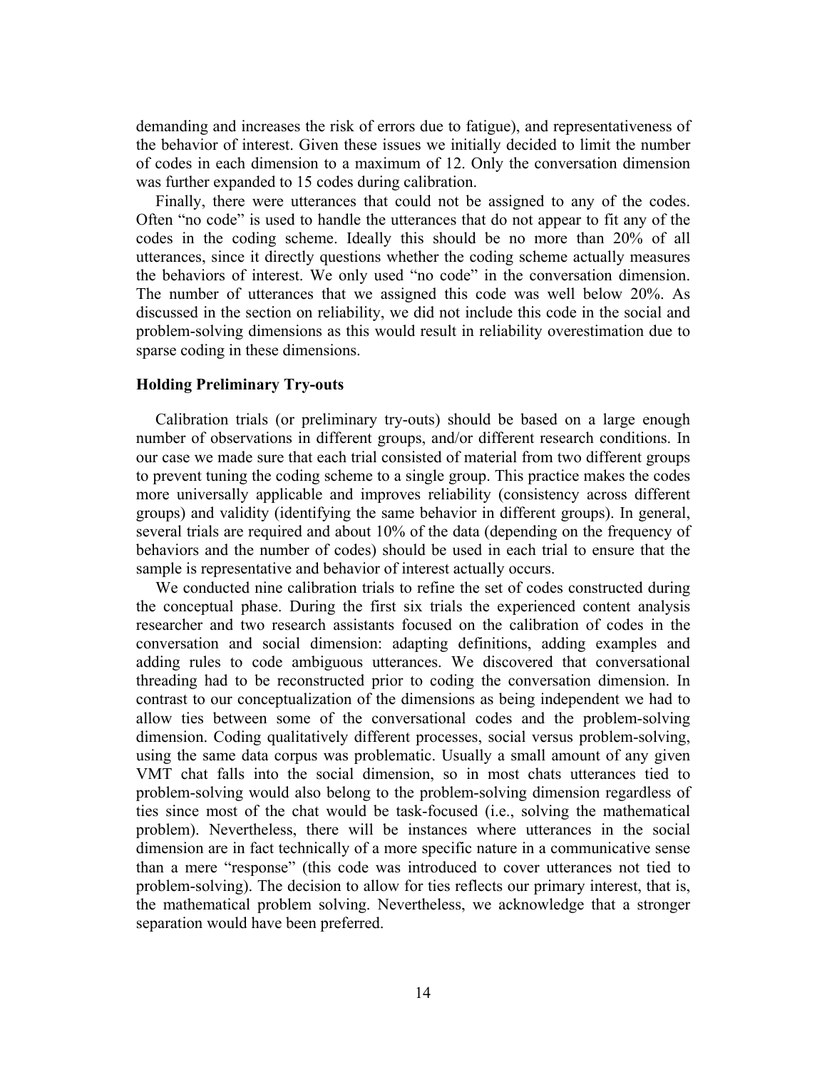demanding and increases the risk of errors due to fatigue), and representativeness of the behavior of interest. Given these issues we initially decided to limit the number of codes in each dimension to a maximum of 12. Only the conversation dimension was further expanded to 15 codes during calibration.

Finally, there were utterances that could not be assigned to any of the codes. Often "no code" is used to handle the utterances that do not appear to fit any of the codes in the coding scheme. Ideally this should be no more than 20% of all utterances, since it directly questions whether the coding scheme actually measures the behaviors of interest. We only used "no code" in the conversation dimension. The number of utterances that we assigned this code was well below 20%. As discussed in the section on reliability, we did not include this code in the social and problem-solving dimensions as this would result in reliability overestimation due to sparse coding in these dimensions.

### Holding Preliminary Try-outs

Calibration trials (or preliminary try-outs) should be based on a large enough number of observations in different groups, and/or different research conditions. In our case we made sure that each trial consisted of material from two different groups to prevent tuning the coding scheme to a single group. This practice makes the codes more universally applicable and improves reliability (consistency across different groups) and validity (identifying the same behavior in different groups). In general, several trials are required and about 10% of the data (depending on the frequency of behaviors and the number of codes) should be used in each trial to ensure that the sample is representative and behavior of interest actually occurs.

We conducted nine calibration trials to refine the set of codes constructed during the conceptual phase. During the first six trials the experienced content analysis researcher and two research assistants focused on the calibration of codes in the conversation and social dimension: adapting definitions, adding examples and adding rules to code ambiguous utterances. We discovered that conversational threading had to be reconstructed prior to coding the conversation dimension. In contrast to our conceptualization of the dimensions as being independent we had to allow ties between some of the conversational codes and the problem-solving dimension. Coding qualitatively different processes, social versus problem-solving, using the same data corpus was problematic. Usually a small amount of any given VMT chat falls into the social dimension, so in most chats utterances tied to problem-solving would also belong to the problem-solving dimension regardless of ties since most of the chat would be task-focused (i.e., solving the mathematical problem). Nevertheless, there will be instances where utterances in the social dimension are in fact technically of a more specific nature in a communicative sense than a mere "response" (this code was introduced to cover utterances not tied to problem-solving). The decision to allow for ties reflects our primary interest, that is, the mathematical problem solving. Nevertheless, we acknowledge that a stronger separation would have been preferred.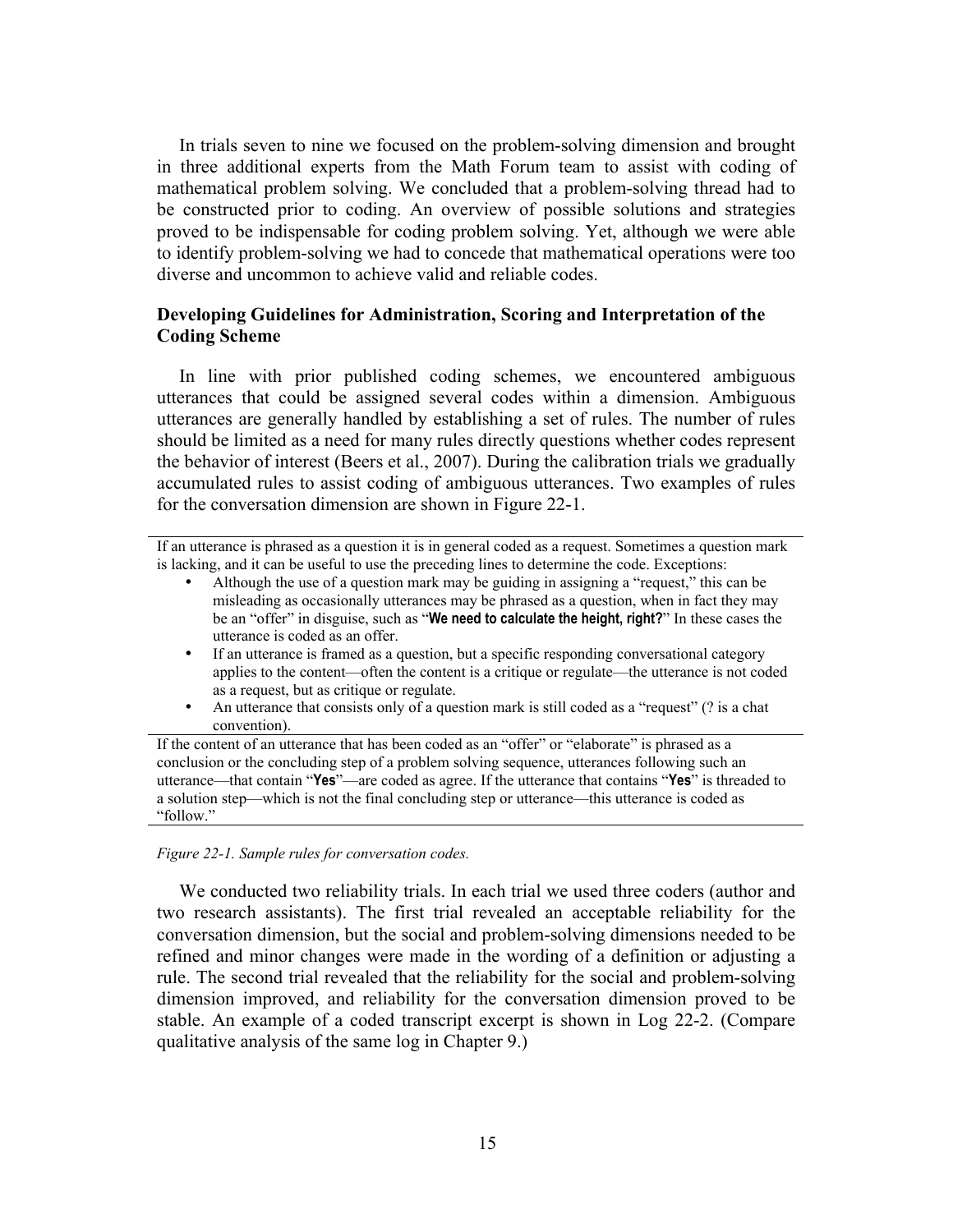In trials seven to nine we focused on the problem-solving dimension and brought in three additional experts from the Math Forum team to assist with coding of mathematical problem solving. We concluded that a problem-solving thread had to be constructed prior to coding. An overview of possible solutions and strategies proved to be indispensable for coding problem solving. Yet, although we were able to identify problem-solving we had to concede that mathematical operations were too diverse and uncommon to achieve valid and reliable codes.

### Developing Guidelines for Administration, Scoring and Interpretation of the Coding Scheme

In line with prior published coding schemes, we encountered ambiguous utterances that could be assigned several codes within a dimension. Ambiguous utterances are generally handled by establishing a set of rules. The number of rules should be limited as a need for many rules directly questions whether codes represent the behavior of interest (Beers et al., 2007). During the calibration trials we gradually accumulated rules to assist coding of ambiguous utterances. Two examples of rules for the conversation dimension are shown in Figure 22-1.

---

If an utterance is phrased as a question it is in general coded as a request. Sometimes a question mark is lacking, and it can be useful to use the preceding lines to determine the code. Exceptions:

- Although the use of a question mark may be guiding in assigning a "request," this can be misleading as occasionally utterances may be phrased as a question, when in fact they may be an "offer" in disguise, such as "**We need to calculate the height, right?**" In these cases the utterance is coded as an offer.
- If an utterance is framed as a question, but a specific responding conversational category applies to the content—often the content is a critique or regulate—the utterance is not coded as a request, but as critique or regulate.
- An utterance that consists only of a question mark is still coded as a "request" (? is a chat convention).

---

If the content of an utterance that has been coded as an "offer" or "elaborate" is phrased as a conclusion or the concluding step of a problem solving sequence, utterances following such an utterance—that contain "**Yes**"—are coded as agree. If the utterance that contains "**Yes**" is threaded to a solution step—which is not the final concluding step or utterance—this utterance is coded as "follow."

---

*Figure 22-1. Sample rules for conversation codes.*

We conducted two reliability trials. In each trial we used three coders (author and two research assistants). The first trial revealed an acceptable reliability for the conversation dimension, but the social and problem-solving dimensions needed to be refined and minor changes were made in the wording of a definition or adjusting a rule. The second trial revealed that the reliability for the social and problem-solving dimension improved, and reliability for the conversation dimension proved to be stable. An example of a coded transcript excerpt is shown in Log 22-2. (Compare qualitative analysis of the same log in Chapter 9.)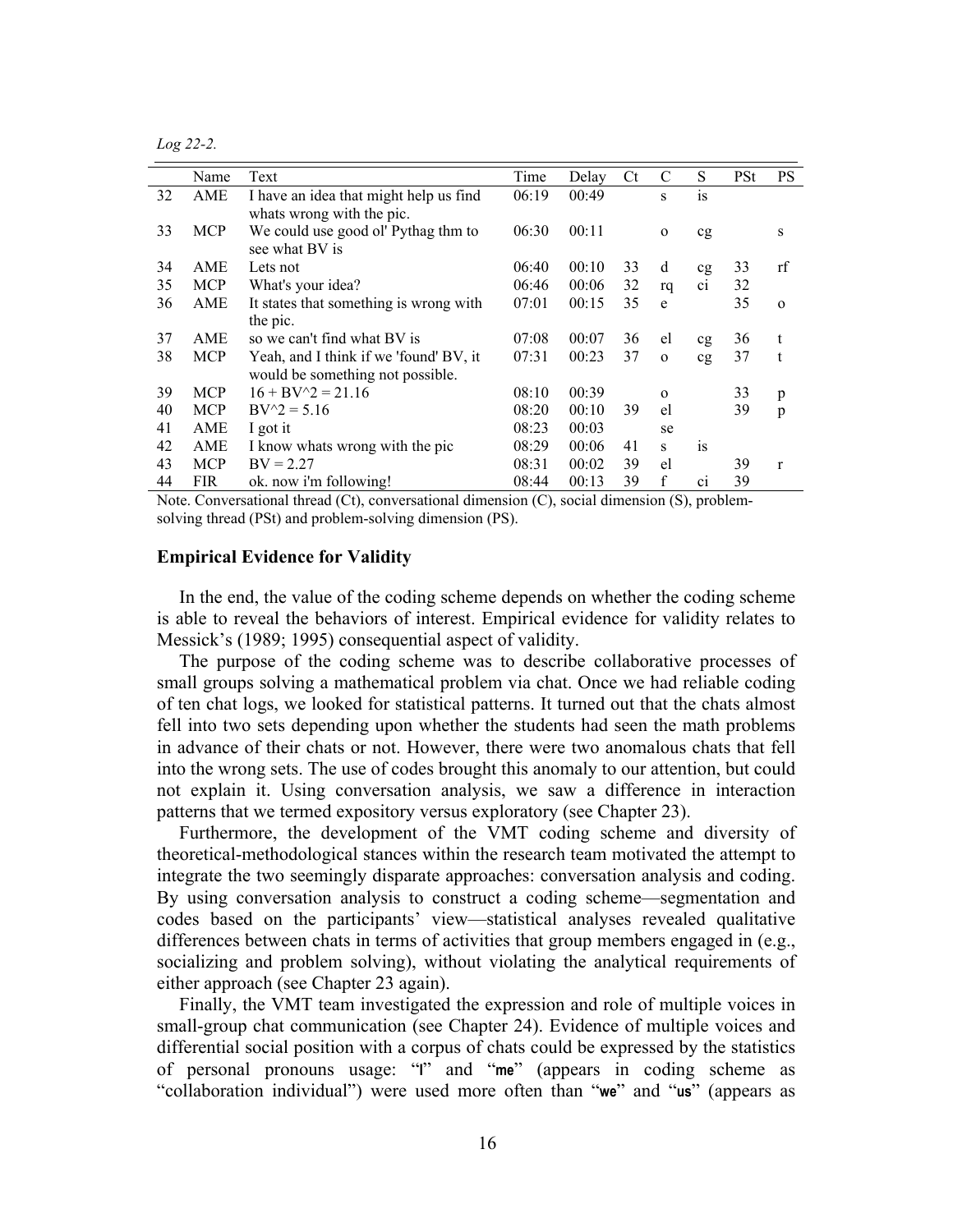*Log 22-2.*

| | Name | Text | Time | Delay | Ct | C | S | PSt | PS |
|---|---|---|---|---|---|---|---|---|---|
| 32 | AME | I have an idea that might help us find whats wrong with the pic. | 06:19 | 00:49 | | s | is | | |
| 33 | MCP | We could use good ol' Pythag thm to see what BV is | 06:30 | 00:11 | | o | cg | | s |
| 34 | AME | Lets not | 06:40 | 00:10 | 33 | d | cg | 33 | rf |
| 35 | MCP | What's your idea? | 06:46 | 00:06 | 32 | rq | ci | 32 | |
| 36 | AME | It states that something is wrong with the pic. | 07:01 | 00:15 | 35 | e | | 35 | o |
| 37 | AME | so we can't find what BV is | 07:08 | 00:07 | 36 | el | cg | 36 | t |
| 38 | MCP | Yeah, and I think if we 'found' BV, it would be something not possible. | 07:31 | 00:23 | 37 | o | cg | 37 | t |
| 39 | MCP | 16 + BV^2 = 21.16 | 08:10 | 00:39 | | o | | 33 | p |
| 40 | MCP | BV^2 = 5.16 | 08:20 | 00:10 | 39 | el | | 39 | p |
| 41 | AME | I got it | 08:23 | 00:03 | | se | | | |
| 42 | AME | I know whats wrong with the pic | 08:29 | 00:06 | 41 | s | is | | |
| 43 | MCP | BV = 2.27 | 08:31 | 00:02 | 39 | el | | 39 | r |
| 44 | FIR | ok. now i'm following! | 08:44 | 00:13 | 39 | f | ci | 39 | |

Note. Conversational thread (Ct), conversational dimension (C), social dimension (S), problem-solving thread (PSt) and problem-solving dimension (PS).

### Empirical Evidence for Validity

In the end, the value of the coding scheme depends on whether the coding scheme is able to reveal the behaviors of interest. Empirical evidence for validity relates to Messick's (1989; 1995) consequential aspect of validity.

The purpose of the coding scheme was to describe collaborative processes of small groups solving a mathematical problem via chat. Once we had reliable coding of ten chat logs, we looked for statistical patterns. It turned out that the chats almost fell into two sets depending upon whether the students had seen the math problems in advance of their chats or not. However, there were two anomalous chats that fell into the wrong sets. The use of codes brought this anomaly to our attention, but could not explain it. Using conversation analysis, we saw a difference in interaction patterns that we termed expository versus exploratory (see Chapter 23).

Furthermore, the development of the VMT coding scheme and diversity of theoretical-methodological stances within the research team motivated the attempt to integrate the two seemingly disparate approaches: conversation analysis and coding. By using conversation analysis to construct a coding scheme—segmentation and codes based on the participants' view—statistical analyses revealed qualitative differences between chats in terms of activities that group members engaged in (e.g., socializing and problem solving), without violating the analytical requirements of either approach (see Chapter 23 again).

Finally, the VMT team investigated the expression and role of multiple voices in small-group chat communication (see Chapter 24). Evidence of multiple voices and differential social position with a corpus of chats could be expressed by the statistics of personal pronouns usage: "**I**" and "**me**" (appears in coding scheme as "collaboration individual") were used more often than "**we**" and "**us**" (appears as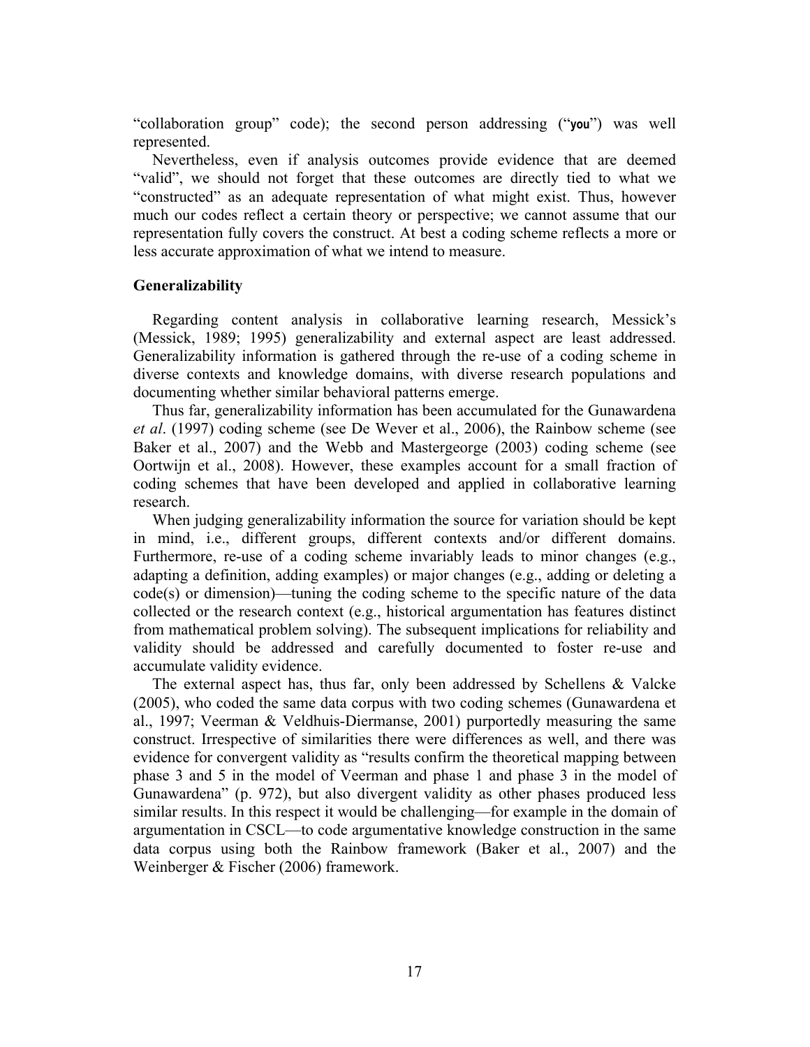“collaboration group” code); the second person addressing (“**you**”) was well represented.

Nevertheless, even if analysis outcomes provide evidence that are deemed “valid”, we should not forget that these outcomes are directly tied to what we “constructed” as an adequate representation of what might exist. Thus, however much our codes reflect a certain theory or perspective; we cannot assume that our representation fully covers the construct. At best a coding scheme reflects a more or less accurate approximation of what we intend to measure.

## Generalizability

Regarding content analysis in collaborative learning research, Messick’s (Messick, 1989; 1995) generalizability and external aspect are least addressed. Generalizability information is gathered through the re-use of a coding scheme in diverse contexts and knowledge domains, with diverse research populations and documenting whether similar behavioral patterns emerge.

Thus far, generalizability information has been accumulated for the Gunawardena *et al*. (1997) coding scheme (see De Wever et al., 2006), the Rainbow scheme (see Baker et al., 2007) and the Webb and Mastergeorge (2003) coding scheme (see Oortwijn et al., 2008). However, these examples account for a small fraction of coding schemes that have been developed and applied in collaborative learning research.

When judging generalizability information the source for variation should be kept in mind, i.e., different groups, different contexts and/or different domains. Furthermore, re-use of a coding scheme invariably leads to minor changes (e.g., adapting a definition, adding examples) or major changes (e.g., adding or deleting a code(s) or dimension)—tuning the coding scheme to the specific nature of the data collected or the research context (e.g., historical argumentation has features distinct from mathematical problem solving). The subsequent implications for reliability and validity should be addressed and carefully documented to foster re-use and accumulate validity evidence.

The external aspect has, thus far, only been addressed by Schellens & Valcke (2005), who coded the same data corpus with two coding schemes (Gunawardena et al., 1997; Veerman & Veldhuis-Diermanse, 2001) purportedly measuring the same construct. Irrespective of similarities there were differences as well, and there was evidence for convergent validity as “results confirm the theoretical mapping between phase 3 and 5 in the model of Veerman and phase 1 and phase 3 in the model of Gunawardena” (p. 972), but also divergent validity as other phases produced less similar results. In this respect it would be challenging—for example in the domain of argumentation in CSCL—to code argumentative knowledge construction in the same data corpus using both the Rainbow framework (Baker et al., 2007) and the Weinberger & Fischer (2006) framework.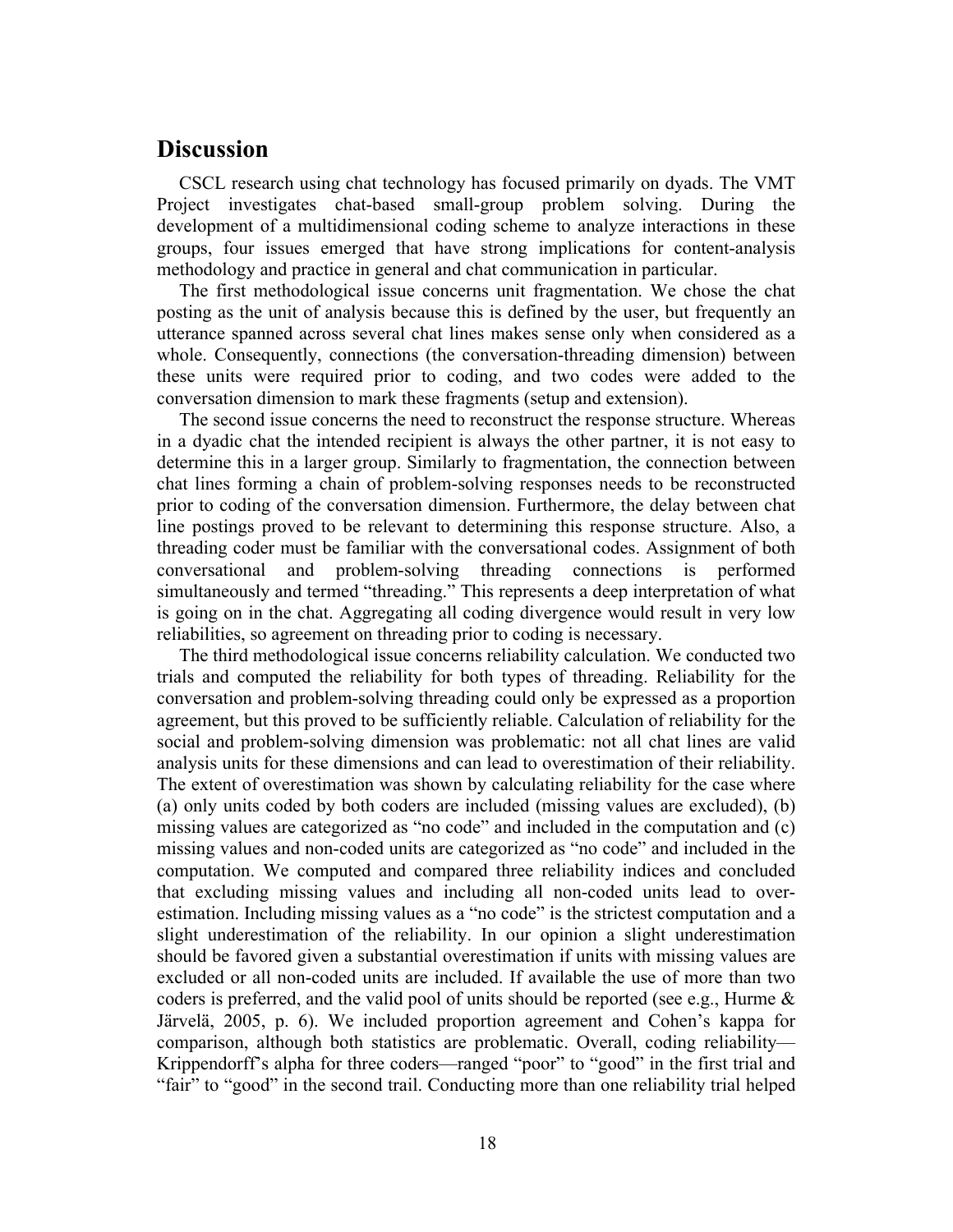## Discussion

CSCL research using chat technology has focused primarily on dyads. The VMT Project investigates chat-based small-group problem solving. During the development of a multidimensional coding scheme to analyze interactions in these groups, four issues emerged that have strong implications for content-analysis methodology and practice in general and chat communication in particular.

The first methodological issue concerns unit fragmentation. We chose the chat posting as the unit of analysis because this is defined by the user, but frequently an utterance spanned across several chat lines makes sense only when considered as a whole. Consequently, connections (the conversation-threading dimension) between these units were required prior to coding, and two codes were added to the conversation dimension to mark these fragments (setup and extension).

The second issue concerns the need to reconstruct the response structure. Whereas in a dyadic chat the intended recipient is always the other partner, it is not easy to determine this in a larger group. Similarly to fragmentation, the connection between chat lines forming a chain of problem-solving responses needs to be reconstructed prior to coding of the conversation dimension. Furthermore, the delay between chat line postings proved to be relevant to determining this response structure. Also, a threading coder must be familiar with the conversational codes. Assignment of both conversational and problem-solving threading connections is performed simultaneously and termed "threading." This represents a deep interpretation of what is going on in the chat. Aggregating all coding divergence would result in very low reliabilities, so agreement on threading prior to coding is necessary.

The third methodological issue concerns reliability calculation. We conducted two trials and computed the reliability for both types of threading. Reliability for the conversation and problem-solving threading could only be expressed as a proportion agreement, but this proved to be sufficiently reliable. Calculation of reliability for the social and problem-solving dimension was problematic: not all chat lines are valid analysis units for these dimensions and can lead to overestimation of their reliability. The extent of overestimation was shown by calculating reliability for the case where (a) only units coded by both coders are included (missing values are excluded), (b) missing values are categorized as "no code" and included in the computation and (c) missing values and non-coded units are categorized as "no code" and included in the computation. We computed and compared three reliability indices and concluded that excluding missing values and including all non-coded units lead to over-estimation. Including missing values as a "no code" is the strictest computation and a slight underestimation of the reliability. In our opinion a slight underestimation should be favored given a substantial overestimation if units with missing values are excluded or all non-coded units are included. If available the use of more than two coders is preferred, and the valid pool of units should be reported (see e.g., Hurme & Järvelä, 2005, p. 6). We included proportion agreement and Cohen's kappa for comparison, although both statistics are problematic. Overall, coding reliability—Krippendorff's alpha for three coders—ranged "poor" to "good" in the first trial and "fair" to "good" in the second trail. Conducting more than one reliability trial helped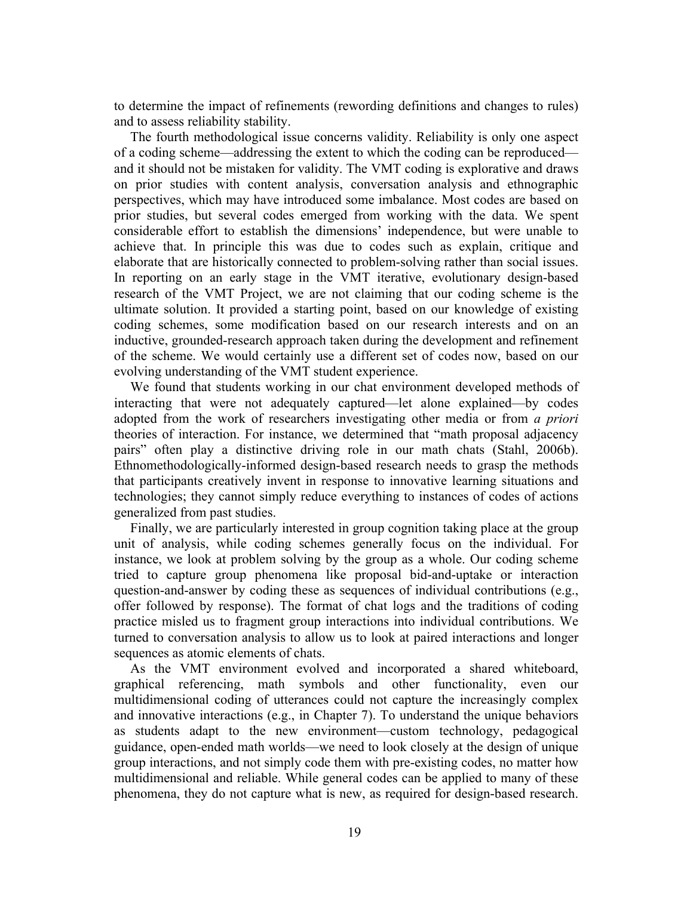to determine the impact of refinements (rewording definitions and changes to rules) and to assess reliability stability.

The fourth methodological issue concerns validity. Reliability is only one aspect of a coding scheme—addressing the extent to which the coding can be reproduced—and it should not be mistaken for validity. The VMT coding is explorative and draws on prior studies with content analysis, conversation analysis and ethnographic perspectives, which may have introduced some imbalance. Most codes are based on prior studies, but several codes emerged from working with the data. We spent considerable effort to establish the dimensions' independence, but were unable to achieve that. In principle this was due to codes such as explain, critique and elaborate that are historically connected to problem-solving rather than social issues. In reporting on an early stage in the VMT iterative, evolutionary design-based research of the VMT Project, we are not claiming that our coding scheme is the ultimate solution. It provided a starting point, based on our knowledge of existing coding schemes, some modification based on our research interests and on an inductive, grounded-research approach taken during the development and refinement of the scheme. We would certainly use a different set of codes now, based on our evolving understanding of the VMT student experience.

We found that students working in our chat environment developed methods of interacting that were not adequately captured—let alone explained—by codes adopted from the work of researchers investigating other media or from *a priori* theories of interaction. For instance, we determined that "math proposal adjacency pairs" often play a distinctive driving role in our math chats (Stahl, 2006b). Ethnomethodologically-informed design-based research needs to grasp the methods that participants creatively invent in response to innovative learning situations and technologies; they cannot simply reduce everything to instances of codes of actions generalized from past studies.

Finally, we are particularly interested in group cognition taking place at the group unit of analysis, while coding schemes generally focus on the individual. For instance, we look at problem solving by the group as a whole. Our coding scheme tried to capture group phenomena like proposal bid-and-uptake or interaction question-and-answer by coding these as sequences of individual contributions (e.g., offer followed by response). The format of chat logs and the traditions of coding practice misled us to fragment group interactions into individual contributions. We turned to conversation analysis to allow us to look at paired interactions and longer sequences as atomic elements of chats.

As the VMT environment evolved and incorporated a shared whiteboard, graphical referencing, math symbols and other functionality, even our multidimensional coding of utterances could not capture the increasingly complex and innovative interactions (e.g., in Chapter 7). To understand the unique behaviors as students adapt to the new environment—custom technology, pedagogical guidance, open-ended math worlds—we need to look closely at the design of unique group interactions, and not simply code them with pre-existing codes, no matter how multidimensional and reliable. While general codes can be applied to many of these phenomena, they do not capture what is new, as required for design-based research.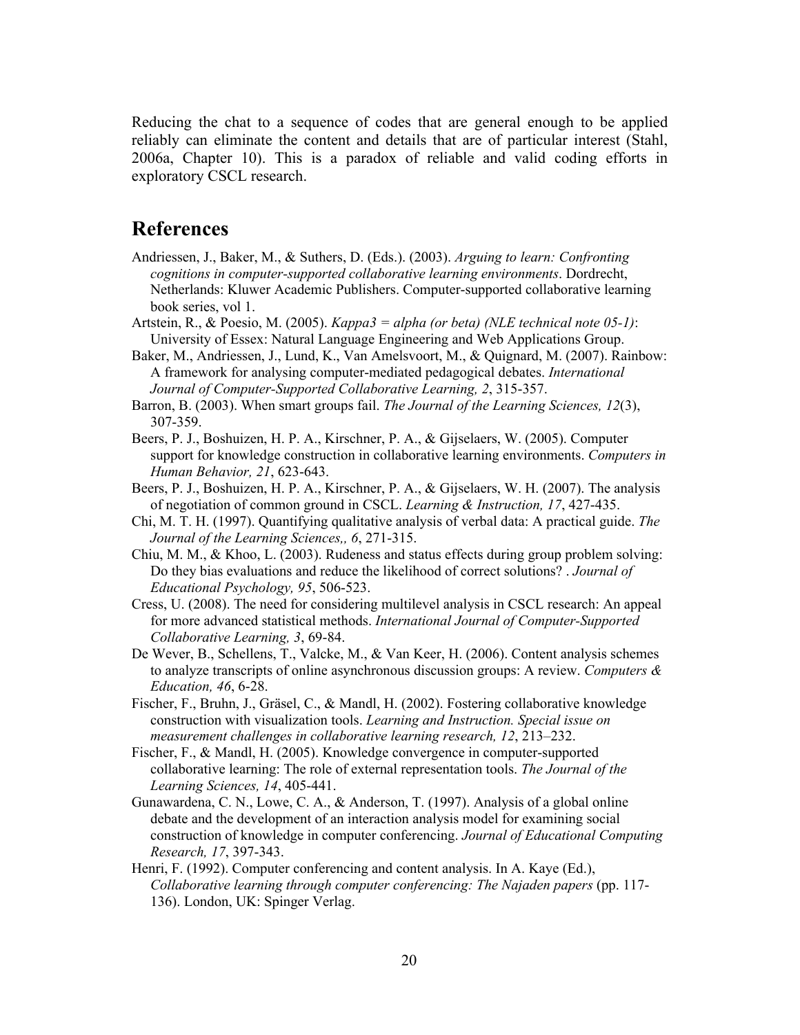Reducing the chat to a sequence of codes that are general enough to be applied reliably can eliminate the content and details that are of particular interest (Stahl, 2006a, Chapter 10). This is a paradox of reliable and valid coding efforts in exploratory CSCL research.

## References

Andriessen, J., Baker, M., & Suthers, D. (Eds.). (2003). *Arguing to learn: Confronting cognitions in computer-supported collaborative learning environments*. Dordrecht, Netherlands: Kluwer Academic Publishers. Computer-supported collaborative learning book series, vol 1.

Artstein, R., & Poesio, M. (2005). *Kappa3 = alpha (or beta) (NLE technical note 05-1)*: University of Essex: Natural Language Engineering and Web Applications Group.

Baker, M., Andriessen, J., Lund, K., Van Amelsvoort, M., & Quignard, M. (2007). Rainbow: A framework for analysing computer-mediated pedagogical debates. *International Journal of Computer-Supported Collaborative Learning, 2*, 315-357.

Barron, B. (2003). When smart groups fail. *The Journal of the Learning Sciences, 12*(3), 307-359.

Beers, P. J., Boshuizen, H. P. A., Kirschner, P. A., & Gijselaers, W. (2005). Computer support for knowledge construction in collaborative learning environments. *Computers in Human Behavior, 21*, 623-643.

Beers, P. J., Boshuizen, H. P. A., Kirschner, P. A., & Gijselaers, W. H. (2007). The analysis of negotiation of common ground in CSCL. *Learning & Instruction, 17*, 427-435.

Chi, M. T. H. (1997). Quantifying qualitative analysis of verbal data: A practical guide. *The Journal of the Learning Sciences,, 6*, 271-315.

Chiu, M. M., & Khoo, L. (2003). Rudeness and status effects during group problem solving: Do they bias evaluations and reduce the likelihood of correct solutions? . *Journal of Educational Psychology, 95*, 506-523.

Cress, U. (2008). The need for considering multilevel analysis in CSCL research: An appeal for more advanced statistical methods. *International Journal of Computer-Supported Collaborative Learning, 3*, 69-84.

De Wever, B., Schellens, T., Valcke, M., & Van Keer, H. (2006). Content analysis schemes to analyze transcripts of online asynchronous discussion groups: A review. *Computers & Education, 46*, 6-28.

Fischer, F., Bruhn, J., Gräsel, C., & Mandl, H. (2002). Fostering collaborative knowledge construction with visualization tools. *Learning and Instruction. Special issue on measurement challenges in collaborative learning research, 12*, 213–232.

Fischer, F., & Mandl, H. (2005). Knowledge convergence in computer-supported collaborative learning: The role of external representation tools. *The Journal of the Learning Sciences, 14*, 405-441.

Gunawardena, C. N., Lowe, C. A., & Anderson, T. (1997). Analysis of a global online debate and the development of an interaction analysis model for examining social construction of knowledge in computer conferencing. *Journal of Educational Computing Research, 17*, 397-343.

Henri, F. (1992). Computer conferencing and content analysis. In A. Kaye (Ed.), *Collaborative learning through computer conferencing: The Najaden papers* (pp. 117-136). London, UK: Spinger Verlag.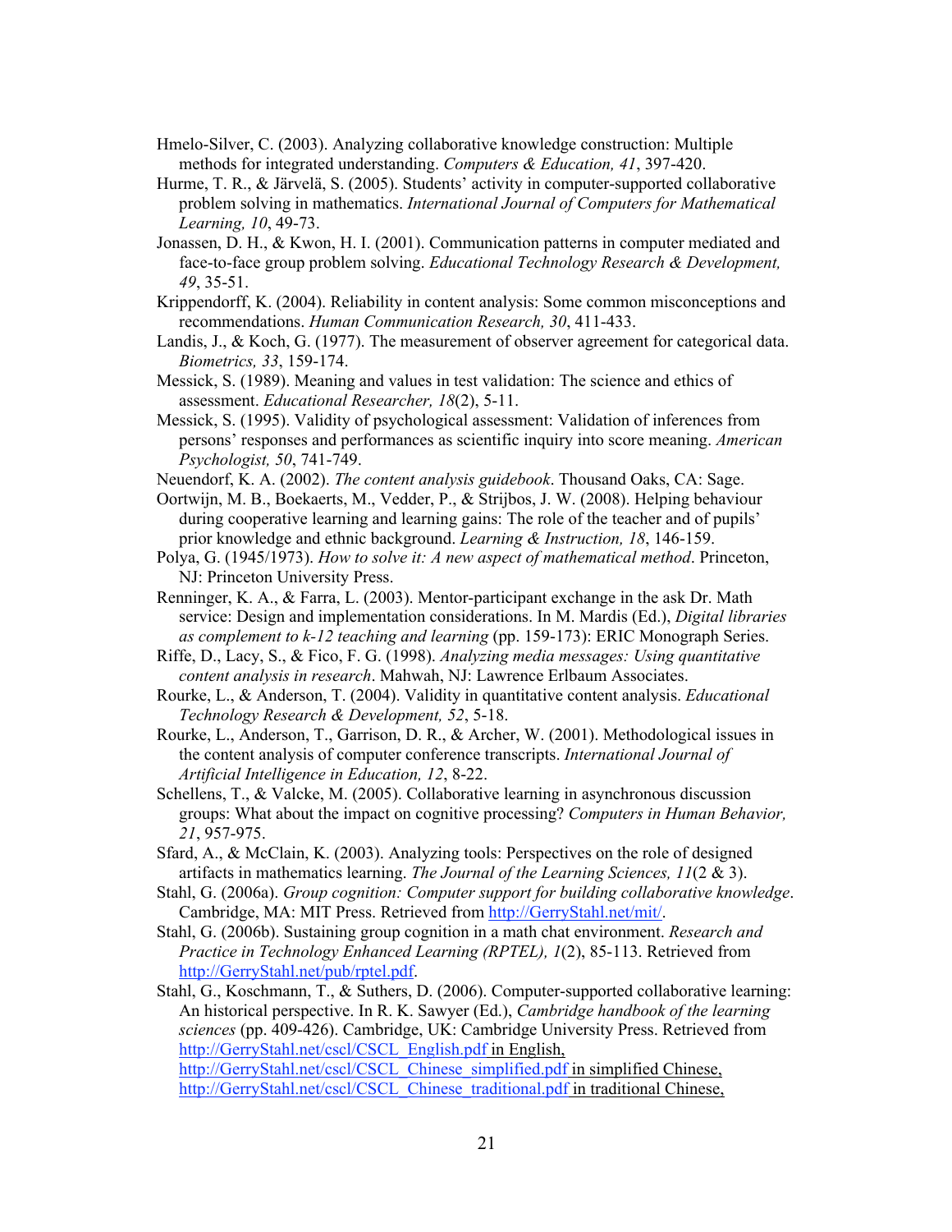Hmelo-Silver, C. (2003). Analyzing collaborative knowledge construction: Multiple methods for integrated understanding. *Computers & Education, 41*, 397-420.

Hurme, T. R., & Järvelä, S. (2005). Students' activity in computer-supported collaborative problem solving in mathematics. *International Journal of Computers for Mathematical Learning, 10*, 49-73.

Jonassen, D. H., & Kwon, H. I. (2001). Communication patterns in computer mediated and face-to-face group problem solving. *Educational Technology Research & Development, 49*, 35-51.

Krippendorff, K. (2004). Reliability in content analysis: Some common misconceptions and recommendations. *Human Communication Research, 30*, 411-433.

Landis, J., & Koch, G. (1977). The measurement of observer agreement for categorical data. *Biometrics, 33*, 159-174.

Messick, S. (1989). Meaning and values in test validation: The science and ethics of assessment. *Educational Researcher, 18*(2), 5-11.

Messick, S. (1995). Validity of psychological assessment: Validation of inferences from persons' responses and performances as scientific inquiry into score meaning. *American Psychologist, 50*, 741-749.

Neuendorf, K. A. (2002). *The content analysis guidebook*. Thousand Oaks, CA: Sage.

Oortwijn, M. B., Boekaerts, M., Vedder, P., & Strijbos, J. W. (2008). Helping behaviour during cooperative learning and learning gains: The role of the teacher and of pupils' prior knowledge and ethnic background. *Learning & Instruction, 18*, 146-159.

Polya, G. (1945/1973). *How to solve it: A new aspect of mathematical method*. Princeton, NJ: Princeton University Press.

Renninger, K. A., & Farra, L. (2003). Mentor-participant exchange in the ask Dr. Math service: Design and implementation considerations. In M. Mardis (Ed.), *Digital libraries as complement to k-12 teaching and learning* (pp. 159-173): ERIC Monograph Series.

Riffe, D., Lacy, S., & Fico, F. G. (1998). *Analyzing media messages: Using quantitative content analysis in research*. Mahwah, NJ: Lawrence Erlbaum Associates.

Rourke, L., & Anderson, T. (2004). Validity in quantitative content analysis. *Educational Technology Research & Development, 52*, 5-18.

Rourke, L., Anderson, T., Garrison, D. R., & Archer, W. (2001). Methodological issues in the content analysis of computer conference transcripts. *International Journal of Artificial Intelligence in Education, 12*, 8-22.

Schellens, T., & Valcke, M. (2005). Collaborative learning in asynchronous discussion groups: What about the impact on cognitive processing? *Computers in Human Behavior, 21*, 957-975.

Sfard, A., & McClain, K. (2003). Analyzing tools: Perspectives on the role of designed artifacts in mathematics learning. *The Journal of the Learning Sciences, 11*(2 & 3).

Stahl, G. (2006a). *Group cognition: Computer support for building collaborative knowledge*. Cambridge, MA: MIT Press. Retrieved from http://GerryStahl.net/mit/.

Stahl, G. (2006b). Sustaining group cognition in a math chat environment. *Research and Practice in Technology Enhanced Learning (RPTEL), 1*(2), 85-113. Retrieved from http://GerryStahl.net/pub/rptel.pdf.

Stahl, G., Koschmann, T., & Suthers, D. (2006). Computer-supported collaborative learning: An historical perspective. In R. K. Sawyer (Ed.), *Cambridge handbook of the learning sciences* (pp. 409-426). Cambridge, UK: Cambridge University Press. Retrieved from http://GerryStahl.net/cscl/CSCL_English.pdf in English, http://GerryStahl.net/cscl/CSCL_Chinese_simplified.pdf in simplified Chinese, http://GerryStahl.net/cscl/CSCL_Chinese_traditional.pdf in traditional Chinese,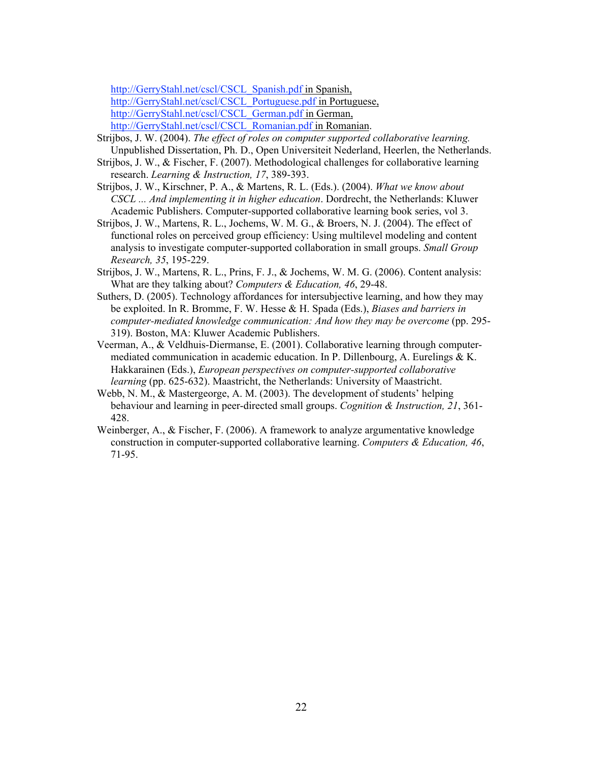http://GerryStahl.net/cscl/CSCL_Spanish.pdf in Spanish,
http://GerryStahl.net/cscl/CSCL_Portuguese.pdf in Portuguese,
http://GerryStahl.net/cscl/CSCL_German.pdf in German,
http://GerryStahl.net/cscl/CSCL_Romanian.pdf in Romanian.

Strijbos, J. W. (2004). *The effect of roles on computer supported collaborative learning.* Unpublished Dissertation, Ph. D., Open Universiteit Nederland, Heerlen, the Netherlands.

Strijbos, J. W., & Fischer, F. (2007). Methodological challenges for collaborative learning research. *Learning & Instruction, 17*, 389-393.

Strijbos, J. W., Kirschner, P. A., & Martens, R. L. (Eds.). (2004). *What we know about CSCL ... And implementing it in higher education*. Dordrecht, the Netherlands: Kluwer Academic Publishers. Computer-supported collaborative learning book series, vol 3.

Strijbos, J. W., Martens, R. L., Jochems, W. M. G., & Broers, N. J. (2004). The effect of functional roles on perceived group efficiency: Using multilevel modeling and content analysis to investigate computer-supported collaboration in small groups. *Small Group Research, 35*, 195-229.

Strijbos, J. W., Martens, R. L., Prins, F. J., & Jochems, W. M. G. (2006). Content analysis: What are they talking about? *Computers & Education, 46*, 29-48.

Suthers, D. (2005). Technology affordances for intersubjective learning, and how they may be exploited. In R. Bromme, F. W. Hesse & H. Spada (Eds.), *Biases and barriers in computer-mediated knowledge communication: And how they may be overcome* (pp. 295-319). Boston, MA: Kluwer Academic Publishers.

Veerman, A., & Veldhuis-Diermanse, E. (2001). Collaborative learning through computer-mediated communication in academic education. In P. Dillenbourg, A. Eurelings & K. Hakkarainen (Eds.), *European perspectives on computer-supported collaborative learning* (pp. 625-632). Maastricht, the Netherlands: University of Maastricht.

Webb, N. M., & Mastergeorge, A. M. (2003). The development of students' helping behaviour and learning in peer-directed small groups. *Cognition & Instruction, 21*, 361-428.

Weinberger, A., & Fischer, F. (2006). A framework to analyze argumentative knowledge construction in computer-supported collaborative learning. *Computers & Education, 46*, 71-95.